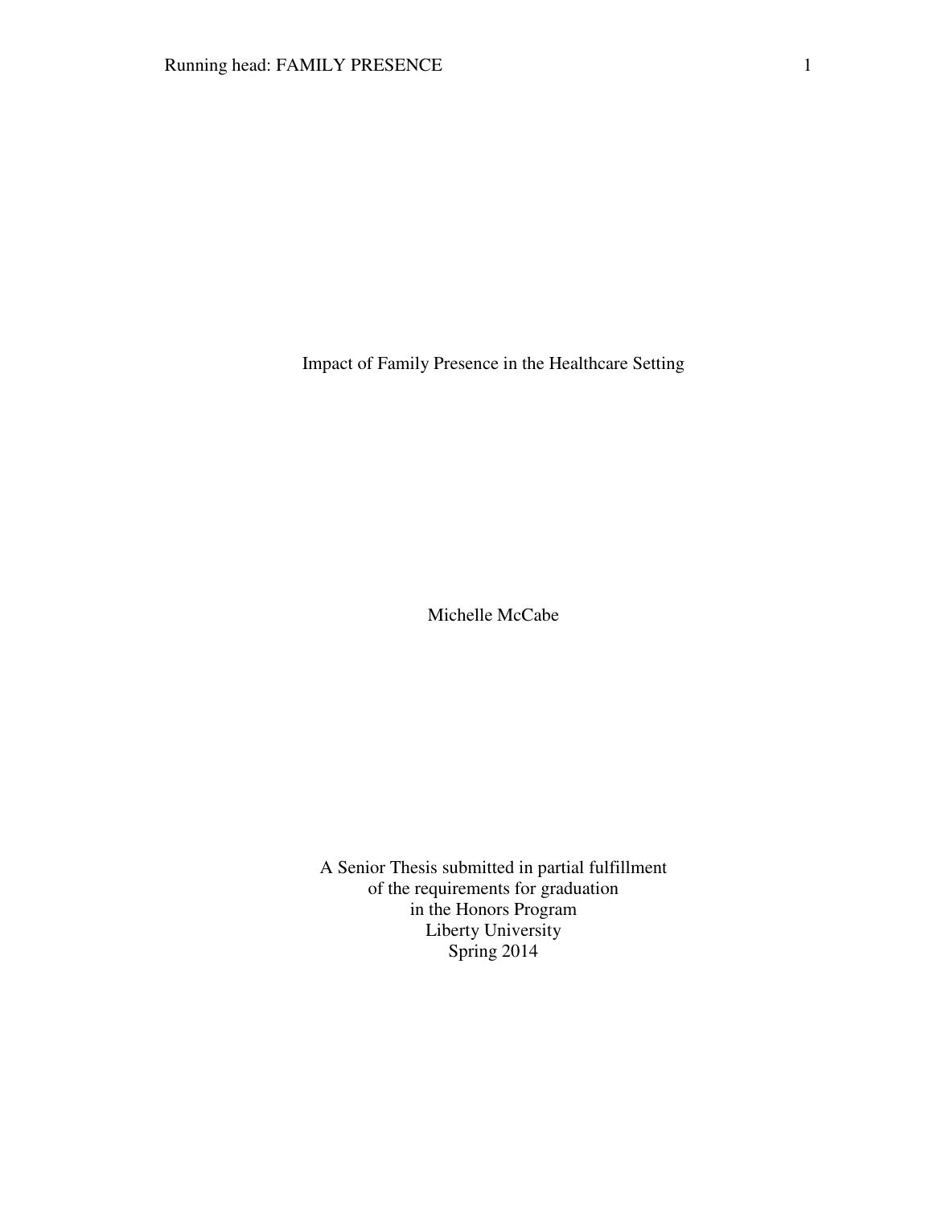# Impact of Family Presence in the Healthcare Setting

Michelle McCabe

A Senior Thesis submitted in partial fulfillment
of the requirements for graduation
in the Honors Program
Liberty University
Spring 2014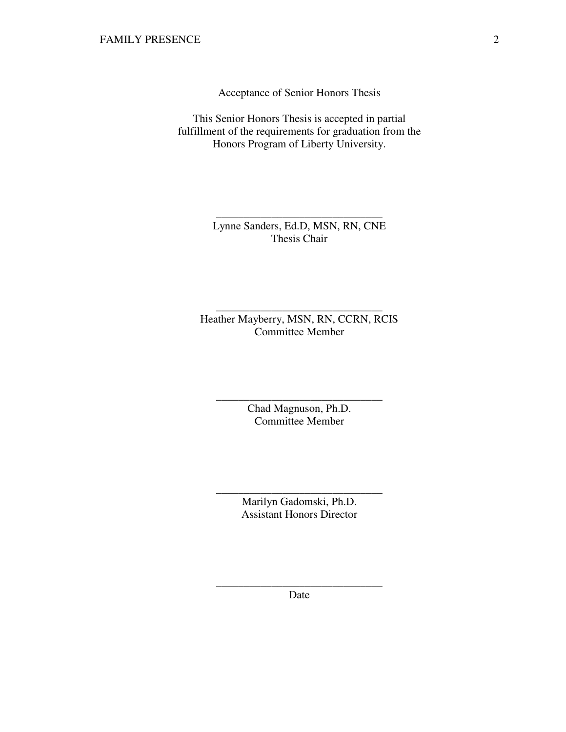Acceptance of Senior Honors Thesis

This Senior Honors Thesis is accepted in partial fulfillment of the requirements for graduation from the Honors Program of Liberty University.

______________________________
Lynne Sanders, Ed.D, MSN, RN, CNE
Thesis Chair

______________________________
Heather Mayberry, MSN, RN, CCRN, RCIS
Committee Member

______________________________
Chad Magnuson, Ph.D.
Committee Member

______________________________
Marilyn Gadomski, Ph.D.
Assistant Honors Director

______________________________
Date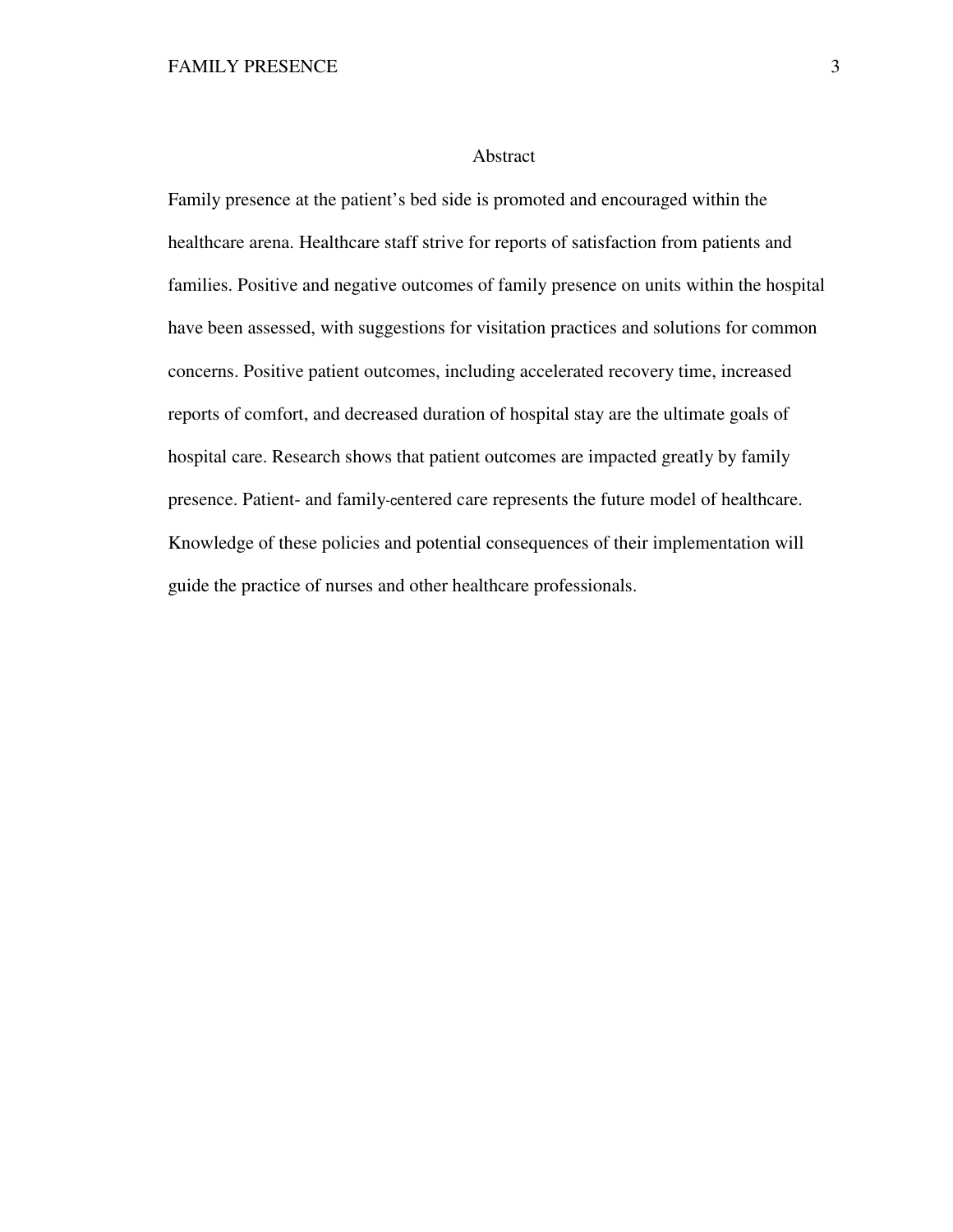# Abstract

Family presence at the patient's bed side is promoted and encouraged within the healthcare arena. Healthcare staff strive for reports of satisfaction from patients and families. Positive and negative outcomes of family presence on units within the hospital have been assessed, with suggestions for visitation practices and solutions for common concerns. Positive patient outcomes, including accelerated recovery time, increased reports of comfort, and decreased duration of hospital stay are the ultimate goals of hospital care. Research shows that patient outcomes are impacted greatly by family presence. Patient- and family-centered care represents the future model of healthcare. Knowledge of these policies and potential consequences of their implementation will guide the practice of nurses and other healthcare professionals.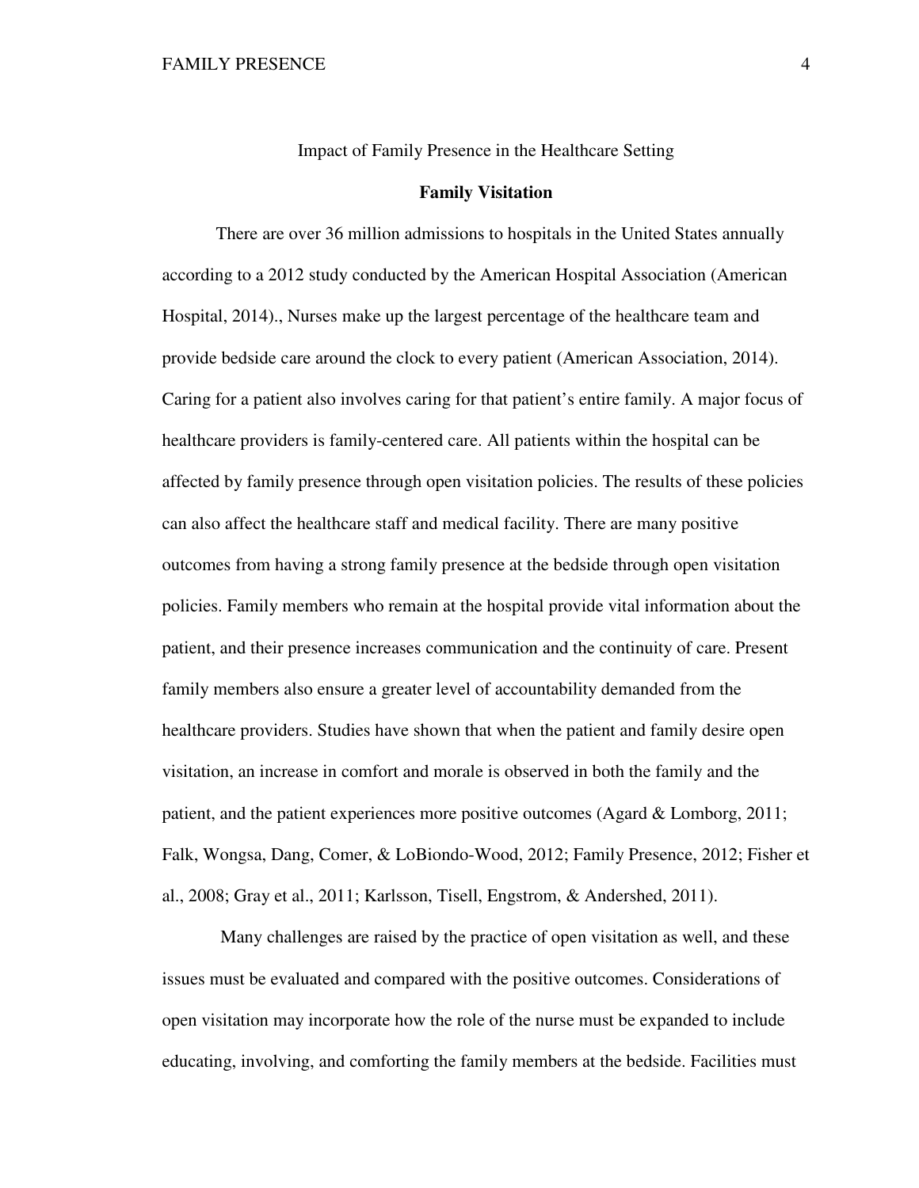# Impact of Family Presence in the Healthcare Setting

## Family Visitation

There are over 36 million admissions to hospitals in the United States annually according to a 2012 study conducted by the American Hospital Association (American Hospital, 2014)., Nurses make up the largest percentage of the healthcare team and provide bedside care around the clock to every patient (American Association, 2014). Caring for a patient also involves caring for that patient's entire family. A major focus of healthcare providers is family-centered care. All patients within the hospital can be affected by family presence through open visitation policies. The results of these policies can also affect the healthcare staff and medical facility. There are many positive outcomes from having a strong family presence at the bedside through open visitation policies. Family members who remain at the hospital provide vital information about the patient, and their presence increases communication and the continuity of care. Present family members also ensure a greater level of accountability demanded from the healthcare providers. Studies have shown that when the patient and family desire open visitation, an increase in comfort and morale is observed in both the family and the patient, and the patient experiences more positive outcomes (Agard & Lomborg, 2011; Falk, Wongsa, Dang, Comer, & LoBiondo-Wood, 2012; Family Presence, 2012; Fisher et al., 2008; Gray et al., 2011; Karlsson, Tisell, Engstrom, & Andershed, 2011).

Many challenges are raised by the practice of open visitation as well, and these issues must be evaluated and compared with the positive outcomes. Considerations of open visitation may incorporate how the role of the nurse must be expanded to include educating, involving, and comforting the family members at the bedside. Facilities must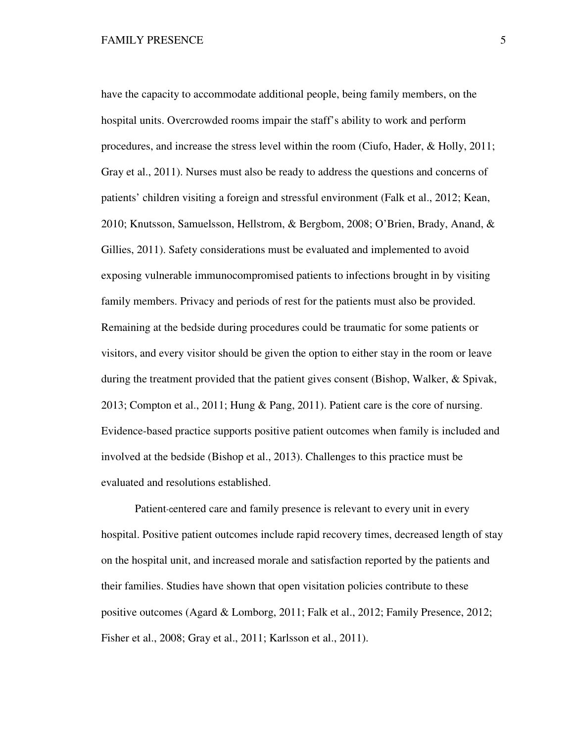have the capacity to accommodate additional people, being family members, on the hospital units. Overcrowded rooms impair the staff's ability to work and perform procedures, and increase the stress level within the room (Ciufo, Hader, & Holly, 2011; Gray et al., 2011). Nurses must also be ready to address the questions and concerns of patients' children visiting a foreign and stressful environment (Falk et al., 2012; Kean, 2010; Knutsson, Samuelsson, Hellstrom, & Bergbom, 2008; O'Brien, Brady, Anand, & Gillies, 2011). Safety considerations must be evaluated and implemented to avoid exposing vulnerable immunocompromised patients to infections brought in by visiting family members. Privacy and periods of rest for the patients must also be provided. Remaining at the bedside during procedures could be traumatic for some patients or visitors, and every visitor should be given the option to either stay in the room or leave during the treatment provided that the patient gives consent (Bishop, Walker, & Spivak, 2013; Compton et al., 2011; Hung & Pang, 2011). Patient care is the core of nursing. Evidence-based practice supports positive patient outcomes when family is included and involved at the bedside (Bishop et al., 2013). Challenges to this practice must be evaluated and resolutions established.

Patient-centered care and family presence is relevant to every unit in every hospital. Positive patient outcomes include rapid recovery times, decreased length of stay on the hospital unit, and increased morale and satisfaction reported by the patients and their families. Studies have shown that open visitation policies contribute to these positive outcomes (Agard & Lomborg, 2011; Falk et al., 2012; Family Presence, 2012; Fisher et al., 2008; Gray et al., 2011; Karlsson et al., 2011).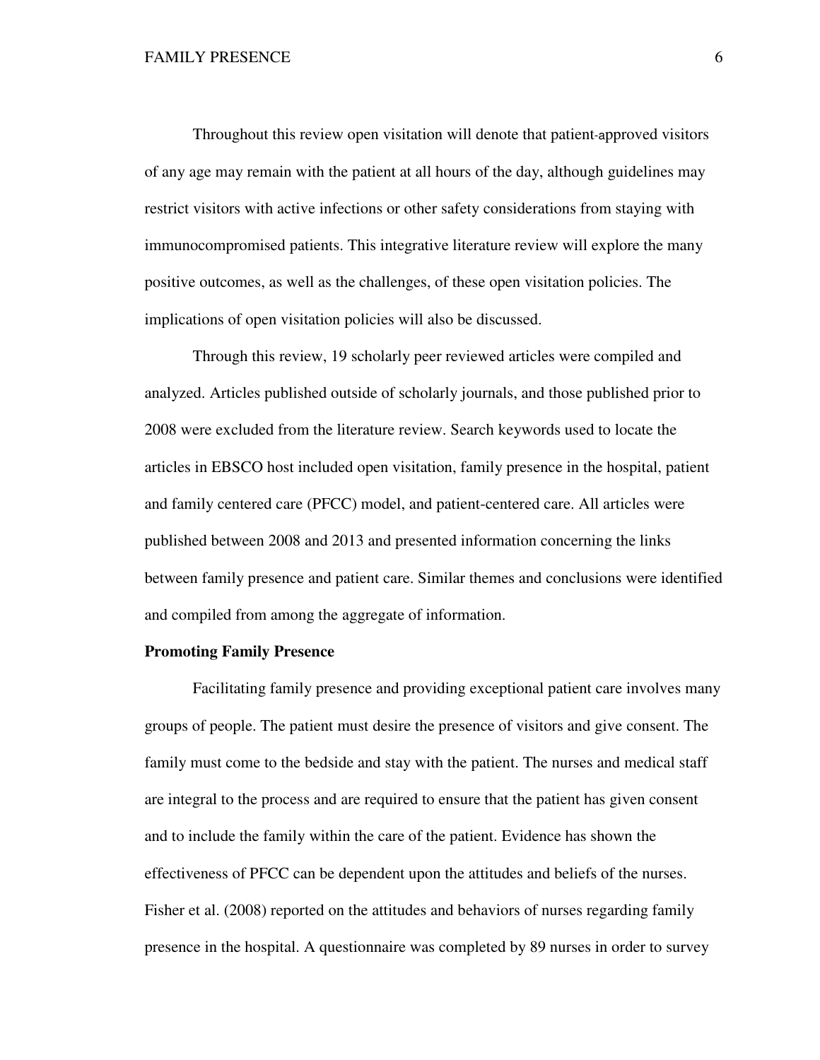Throughout this review open visitation will denote that patient-approved visitors of any age may remain with the patient at all hours of the day, although guidelines may restrict visitors with active infections or other safety considerations from staying with immunocompromised patients. This integrative literature review will explore the many positive outcomes, as well as the challenges, of these open visitation policies. The implications of open visitation policies will also be discussed.

Through this review, 19 scholarly peer reviewed articles were compiled and analyzed. Articles published outside of scholarly journals, and those published prior to 2008 were excluded from the literature review. Search keywords used to locate the articles in EBSCO host included open visitation, family presence in the hospital, patient and family centered care (PFCC) model, and patient-centered care. All articles were published between 2008 and 2013 and presented information concerning the links between family presence and patient care. Similar themes and conclusions were identified and compiled from among the aggregate of information.

**Promoting Family Presence**

Facilitating family presence and providing exceptional patient care involves many groups of people. The patient must desire the presence of visitors and give consent. The family must come to the bedside and stay with the patient. The nurses and medical staff are integral to the process and are required to ensure that the patient has given consent and to include the family within the care of the patient. Evidence has shown the effectiveness of PFCC can be dependent upon the attitudes and beliefs of the nurses. Fisher et al. (2008) reported on the attitudes and behaviors of nurses regarding family presence in the hospital. A questionnaire was completed by 89 nurses in order to survey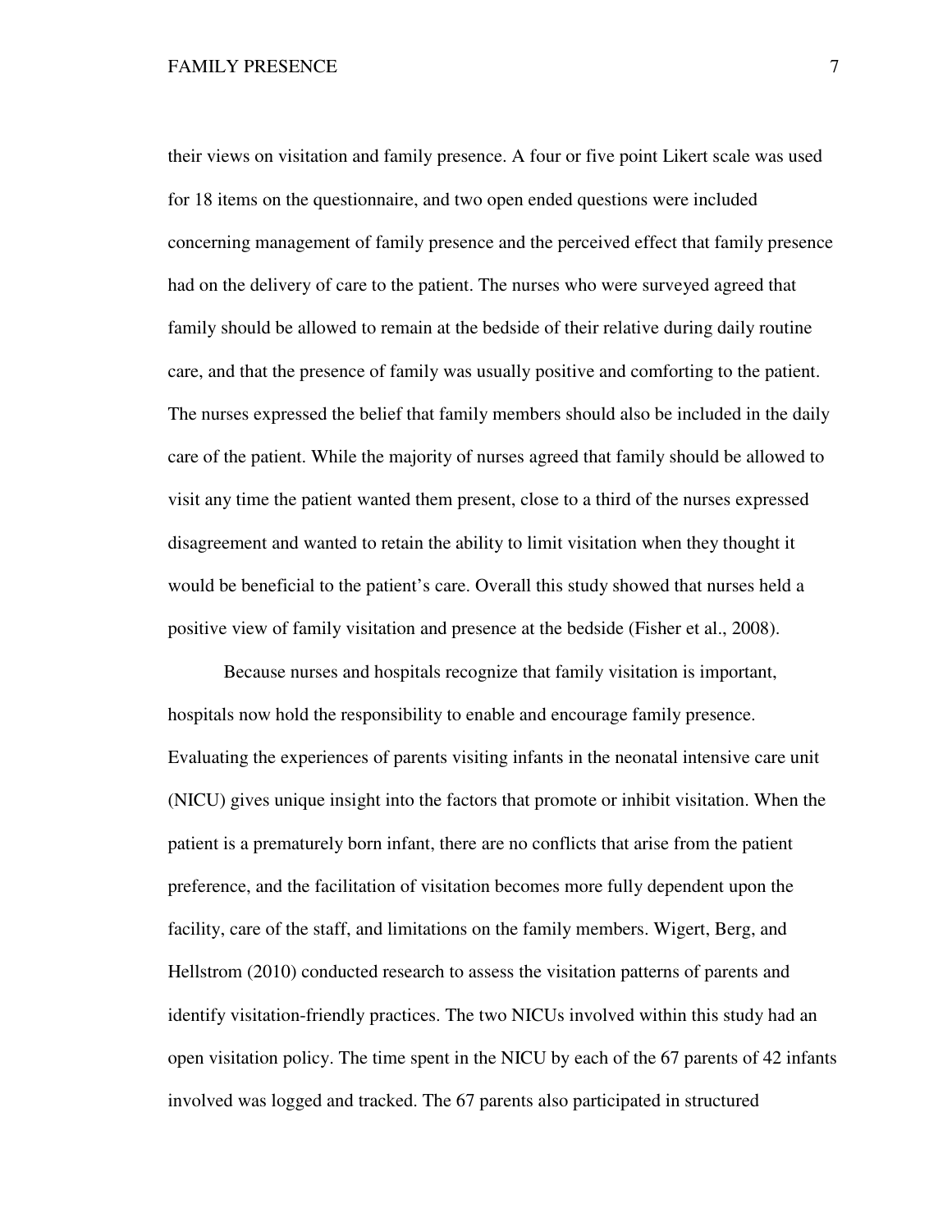their views on visitation and family presence. A four or five point Likert scale was used for 18 items on the questionnaire, and two open ended questions were included concerning management of family presence and the perceived effect that family presence had on the delivery of care to the patient. The nurses who were surveyed agreed that family should be allowed to remain at the bedside of their relative during daily routine care, and that the presence of family was usually positive and comforting to the patient. The nurses expressed the belief that family members should also be included in the daily care of the patient. While the majority of nurses agreed that family should be allowed to visit any time the patient wanted them present, close to a third of the nurses expressed disagreement and wanted to retain the ability to limit visitation when they thought it would be beneficial to the patient's care. Overall this study showed that nurses held a positive view of family visitation and presence at the bedside (Fisher et al., 2008).

Because nurses and hospitals recognize that family visitation is important, hospitals now hold the responsibility to enable and encourage family presence. Evaluating the experiences of parents visiting infants in the neonatal intensive care unit (NICU) gives unique insight into the factors that promote or inhibit visitation. When the patient is a prematurely born infant, there are no conflicts that arise from the patient preference, and the facilitation of visitation becomes more fully dependent upon the facility, care of the staff, and limitations on the family members. Wigert, Berg, and Hellstrom (2010) conducted research to assess the visitation patterns of parents and identify visitation-friendly practices. The two NICUs involved within this study had an open visitation policy. The time spent in the NICU by each of the 67 parents of 42 infants involved was logged and tracked. The 67 parents also participated in structured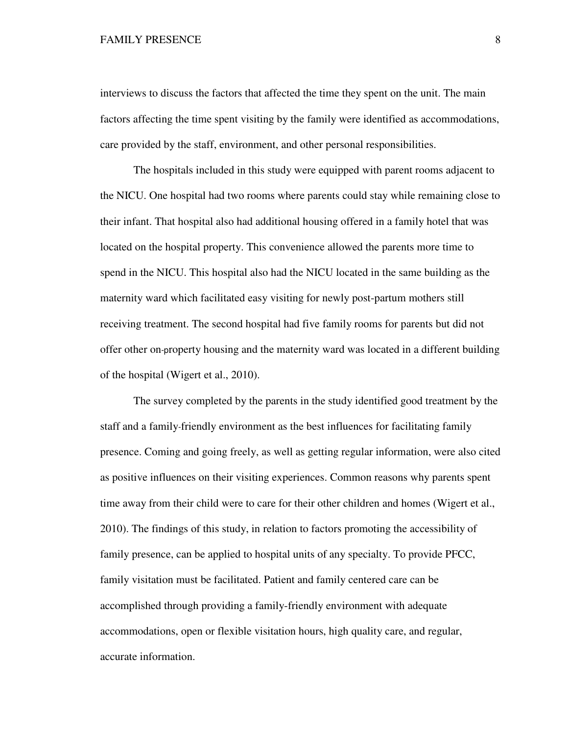interviews to discuss the factors that affected the time they spent on the unit. The main factors affecting the time spent visiting by the family were identified as accommodations, care provided by the staff, environment, and other personal responsibilities.

The hospitals included in this study were equipped with parent rooms adjacent to the NICU. One hospital had two rooms where parents could stay while remaining close to their infant. That hospital also had additional housing offered in a family hotel that was located on the hospital property. This convenience allowed the parents more time to spend in the NICU. This hospital also had the NICU located in the same building as the maternity ward which facilitated easy visiting for newly post-partum mothers still receiving treatment. The second hospital had five family rooms for parents but did not offer other on-property housing and the maternity ward was located in a different building of the hospital (Wigert et al., 2010).

The survey completed by the parents in the study identified good treatment by the staff and a family-friendly environment as the best influences for facilitating family presence. Coming and going freely, as well as getting regular information, were also cited as positive influences on their visiting experiences. Common reasons why parents spent time away from their child were to care for their other children and homes (Wigert et al., 2010). The findings of this study, in relation to factors promoting the accessibility of family presence, can be applied to hospital units of any specialty. To provide PFCC, family visitation must be facilitated. Patient and family centered care can be accomplished through providing a family-friendly environment with adequate accommodations, open or flexible visitation hours, high quality care, and regular, accurate information.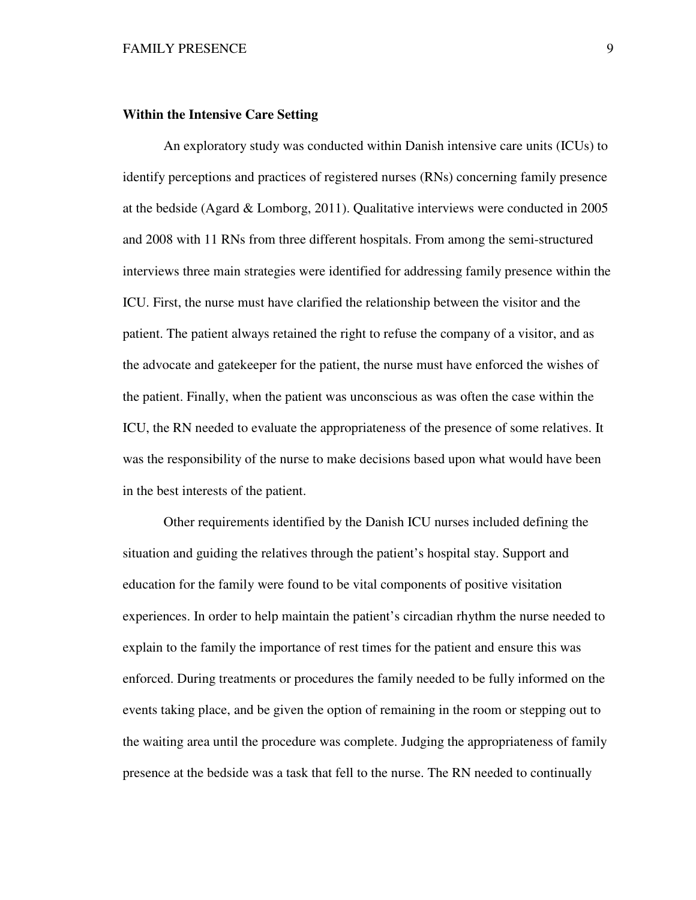**Within the Intensive Care Setting**

An exploratory study was conducted within Danish intensive care units (ICUs) to identify perceptions and practices of registered nurses (RNs) concerning family presence at the bedside (Agard & Lomborg, 2011). Qualitative interviews were conducted in 2005 and 2008 with 11 RNs from three different hospitals. From among the semi-structured interviews three main strategies were identified for addressing family presence within the ICU. First, the nurse must have clarified the relationship between the visitor and the patient. The patient always retained the right to refuse the company of a visitor, and as the advocate and gatekeeper for the patient, the nurse must have enforced the wishes of the patient. Finally, when the patient was unconscious as was often the case within the ICU, the RN needed to evaluate the appropriateness of the presence of some relatives. It was the responsibility of the nurse to make decisions based upon what would have been in the best interests of the patient.

Other requirements identified by the Danish ICU nurses included defining the situation and guiding the relatives through the patient's hospital stay. Support and education for the family were found to be vital components of positive visitation experiences. In order to help maintain the patient's circadian rhythm the nurse needed to explain to the family the importance of rest times for the patient and ensure this was enforced. During treatments or procedures the family needed to be fully informed on the events taking place, and be given the option of remaining in the room or stepping out to the waiting area until the procedure was complete. Judging the appropriateness of family presence at the bedside was a task that fell to the nurse. The RN needed to continually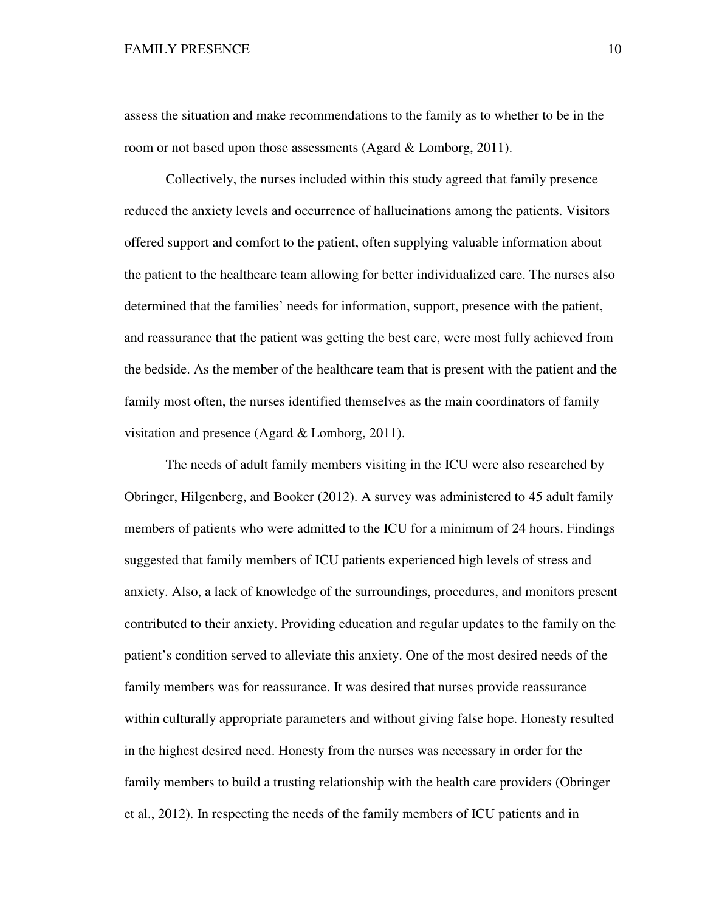assess the situation and make recommendations to the family as to whether to be in the room or not based upon those assessments (Agard & Lomborg, 2011).

Collectively, the nurses included within this study agreed that family presence reduced the anxiety levels and occurrence of hallucinations among the patients. Visitors offered support and comfort to the patient, often supplying valuable information about the patient to the healthcare team allowing for better individualized care. The nurses also determined that the families' needs for information, support, presence with the patient, and reassurance that the patient was getting the best care, were most fully achieved from the bedside. As the member of the healthcare team that is present with the patient and the family most often, the nurses identified themselves as the main coordinators of family visitation and presence (Agard & Lomborg, 2011).

The needs of adult family members visiting in the ICU were also researched by Obringer, Hilgenberg, and Booker (2012). A survey was administered to 45 adult family members of patients who were admitted to the ICU for a minimum of 24 hours. Findings suggested that family members of ICU patients experienced high levels of stress and anxiety. Also, a lack of knowledge of the surroundings, procedures, and monitors present contributed to their anxiety. Providing education and regular updates to the family on the patient's condition served to alleviate this anxiety. One of the most desired needs of the family members was for reassurance. It was desired that nurses provide reassurance within culturally appropriate parameters and without giving false hope. Honesty resulted in the highest desired need. Honesty from the nurses was necessary in order for the family members to build a trusting relationship with the health care providers (Obringer et al., 2012). In respecting the needs of the family members of ICU patients and in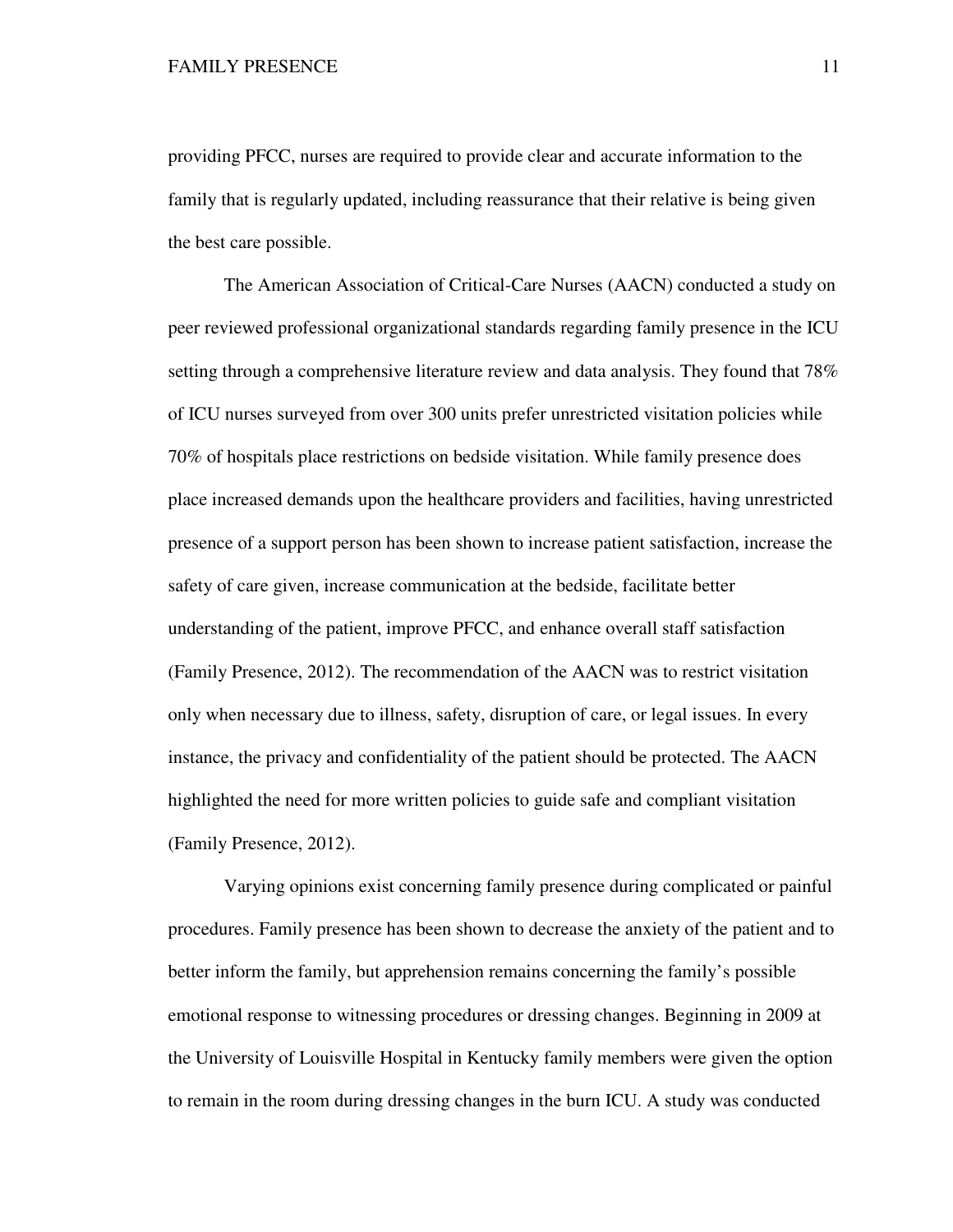providing PFCC, nurses are required to provide clear and accurate information to the family that is regularly updated, including reassurance that their relative is being given the best care possible.

The American Association of Critical-Care Nurses (AACN) conducted a study on peer reviewed professional organizational standards regarding family presence in the ICU setting through a comprehensive literature review and data analysis. They found that 78% of ICU nurses surveyed from over 300 units prefer unrestricted visitation policies while 70% of hospitals place restrictions on bedside visitation. While family presence does place increased demands upon the healthcare providers and facilities, having unrestricted presence of a support person has been shown to increase patient satisfaction, increase the safety of care given, increase communication at the bedside, facilitate better understanding of the patient, improve PFCC, and enhance overall staff satisfaction (Family Presence, 2012). The recommendation of the AACN was to restrict visitation only when necessary due to illness, safety, disruption of care, or legal issues. In every instance, the privacy and confidentiality of the patient should be protected. The AACN highlighted the need for more written policies to guide safe and compliant visitation (Family Presence, 2012).

Varying opinions exist concerning family presence during complicated or painful procedures. Family presence has been shown to decrease the anxiety of the patient and to better inform the family, but apprehension remains concerning the family's possible emotional response to witnessing procedures or dressing changes. Beginning in 2009 at the University of Louisville Hospital in Kentucky family members were given the option to remain in the room during dressing changes in the burn ICU. A study was conducted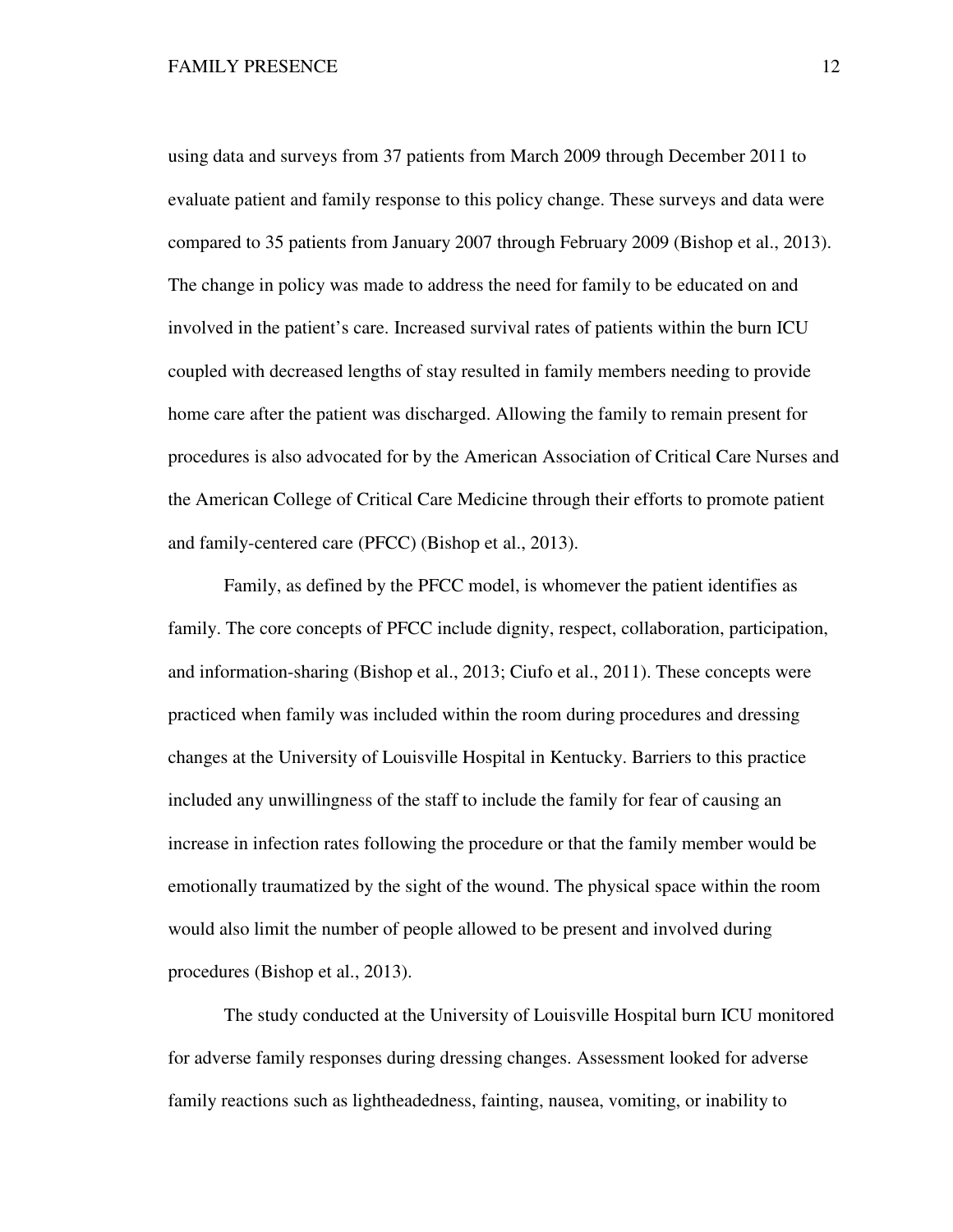using data and surveys from 37 patients from March 2009 through December 2011 to evaluate patient and family response to this policy change. These surveys and data were compared to 35 patients from January 2007 through February 2009 (Bishop et al., 2013). The change in policy was made to address the need for family to be educated on and involved in the patient's care. Increased survival rates of patients within the burn ICU coupled with decreased lengths of stay resulted in family members needing to provide home care after the patient was discharged. Allowing the family to remain present for procedures is also advocated for by the American Association of Critical Care Nurses and the American College of Critical Care Medicine through their efforts to promote patient and family-centered care (PFCC) (Bishop et al., 2013).

Family, as defined by the PFCC model, is whomever the patient identifies as family. The core concepts of PFCC include dignity, respect, collaboration, participation, and information-sharing (Bishop et al., 2013; Ciufo et al., 2011). These concepts were practiced when family was included within the room during procedures and dressing changes at the University of Louisville Hospital in Kentucky. Barriers to this practice included any unwillingness of the staff to include the family for fear of causing an increase in infection rates following the procedure or that the family member would be emotionally traumatized by the sight of the wound. The physical space within the room would also limit the number of people allowed to be present and involved during procedures (Bishop et al., 2013).

The study conducted at the University of Louisville Hospital burn ICU monitored for adverse family responses during dressing changes. Assessment looked for adverse family reactions such as lightheadedness, fainting, nausea, vomiting, or inability to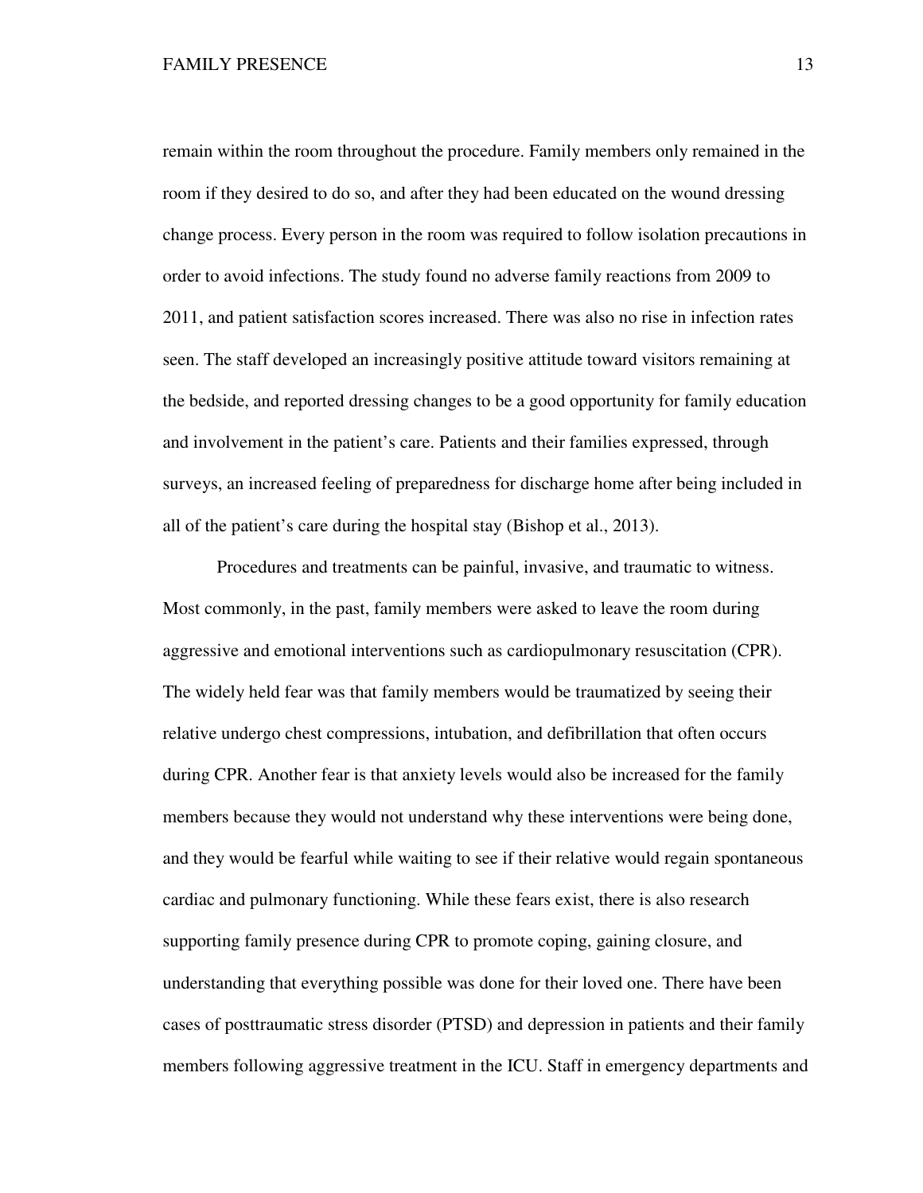remain within the room throughout the procedure. Family members only remained in the room if they desired to do so, and after they had been educated on the wound dressing change process. Every person in the room was required to follow isolation precautions in order to avoid infections. The study found no adverse family reactions from 2009 to 2011, and patient satisfaction scores increased. There was also no rise in infection rates seen. The staff developed an increasingly positive attitude toward visitors remaining at the bedside, and reported dressing changes to be a good opportunity for family education and involvement in the patient's care. Patients and their families expressed, through surveys, an increased feeling of preparedness for discharge home after being included in all of the patient's care during the hospital stay (Bishop et al., 2013).

Procedures and treatments can be painful, invasive, and traumatic to witness. Most commonly, in the past, family members were asked to leave the room during aggressive and emotional interventions such as cardiopulmonary resuscitation (CPR). The widely held fear was that family members would be traumatized by seeing their relative undergo chest compressions, intubation, and defibrillation that often occurs during CPR. Another fear is that anxiety levels would also be increased for the family members because they would not understand why these interventions were being done, and they would be fearful while waiting to see if their relative would regain spontaneous cardiac and pulmonary functioning. While these fears exist, there is also research supporting family presence during CPR to promote coping, gaining closure, and understanding that everything possible was done for their loved one. There have been cases of posttraumatic stress disorder (PTSD) and depression in patients and their family members following aggressive treatment in the ICU. Staff in emergency departments and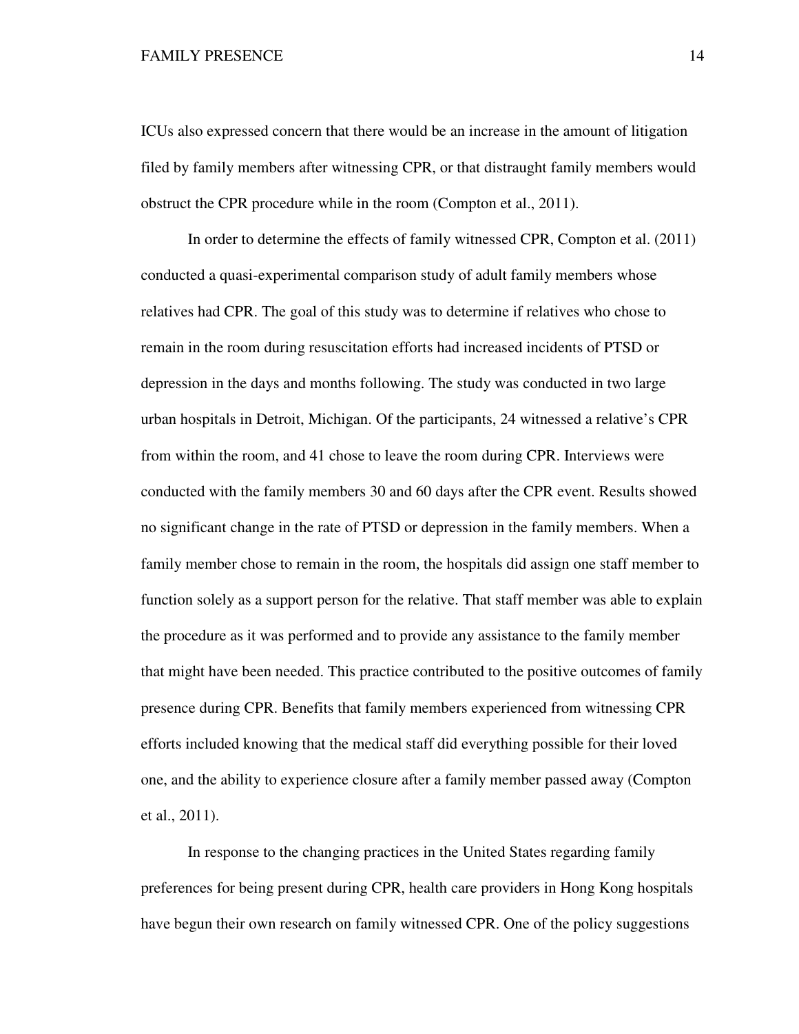ICUs also expressed concern that there would be an increase in the amount of litigation filed by family members after witnessing CPR, or that distraught family members would obstruct the CPR procedure while in the room (Compton et al., 2011).

In order to determine the effects of family witnessed CPR, Compton et al. (2011) conducted a quasi-experimental comparison study of adult family members whose relatives had CPR. The goal of this study was to determine if relatives who chose to remain in the room during resuscitation efforts had increased incidents of PTSD or depression in the days and months following. The study was conducted in two large urban hospitals in Detroit, Michigan. Of the participants, 24 witnessed a relative's CPR from within the room, and 41 chose to leave the room during CPR. Interviews were conducted with the family members 30 and 60 days after the CPR event. Results showed no significant change in the rate of PTSD or depression in the family members. When a family member chose to remain in the room, the hospitals did assign one staff member to function solely as a support person for the relative. That staff member was able to explain the procedure as it was performed and to provide any assistance to the family member that might have been needed. This practice contributed to the positive outcomes of family presence during CPR. Benefits that family members experienced from witnessing CPR efforts included knowing that the medical staff did everything possible for their loved one, and the ability to experience closure after a family member passed away (Compton et al., 2011).

In response to the changing practices in the United States regarding family preferences for being present during CPR, health care providers in Hong Kong hospitals have begun their own research on family witnessed CPR. One of the policy suggestions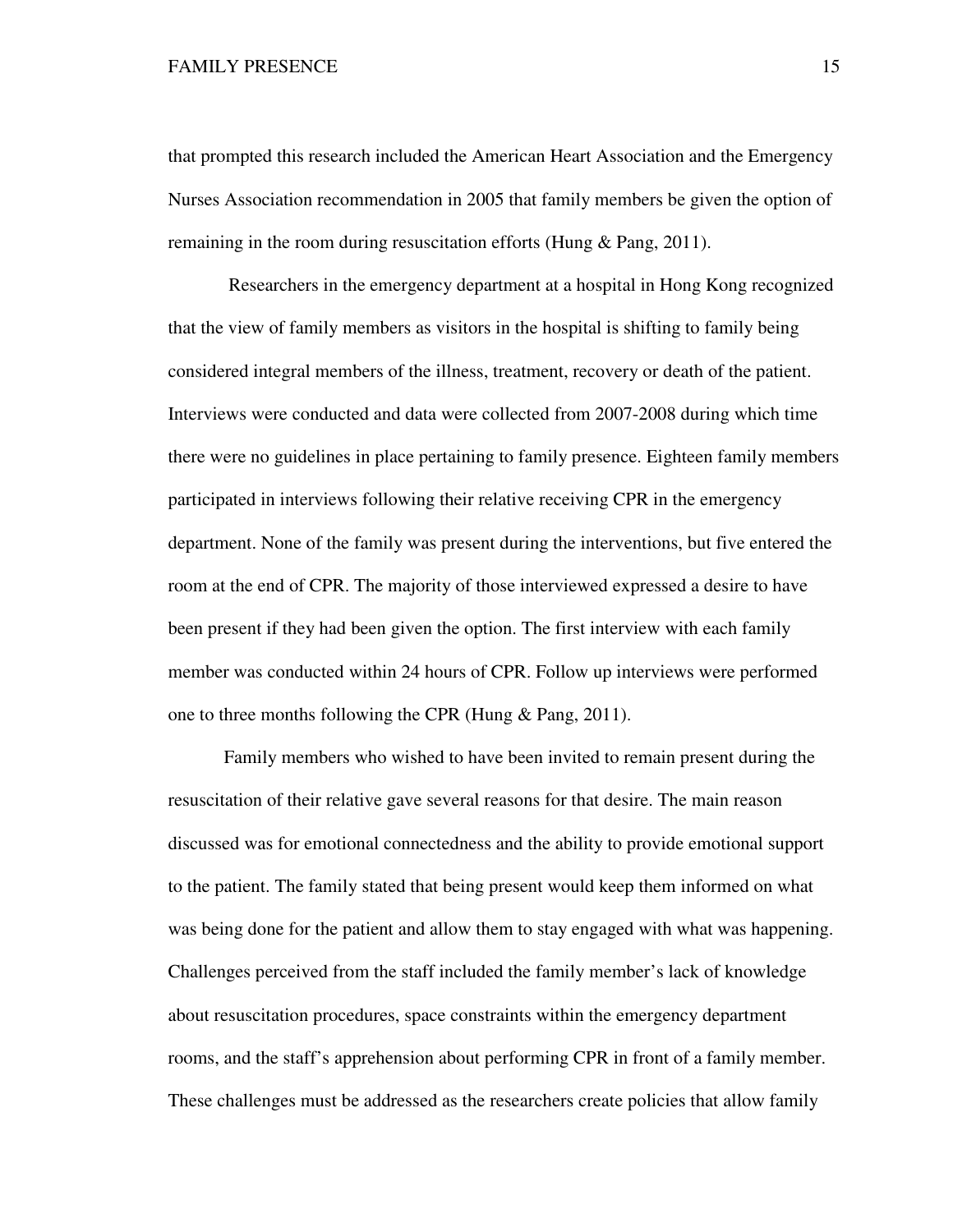that prompted this research included the American Heart Association and the Emergency Nurses Association recommendation in 2005 that family members be given the option of remaining in the room during resuscitation efforts (Hung & Pang, 2011).

Researchers in the emergency department at a hospital in Hong Kong recognized that the view of family members as visitors in the hospital is shifting to family being considered integral members of the illness, treatment, recovery or death of the patient. Interviews were conducted and data were collected from 2007-2008 during which time there were no guidelines in place pertaining to family presence. Eighteen family members participated in interviews following their relative receiving CPR in the emergency department. None of the family was present during the interventions, but five entered the room at the end of CPR. The majority of those interviewed expressed a desire to have been present if they had been given the option. The first interview with each family member was conducted within 24 hours of CPR. Follow up interviews were performed one to three months following the CPR (Hung & Pang, 2011).

Family members who wished to have been invited to remain present during the resuscitation of their relative gave several reasons for that desire. The main reason discussed was for emotional connectedness and the ability to provide emotional support to the patient. The family stated that being present would keep them informed on what was being done for the patient and allow them to stay engaged with what was happening. Challenges perceived from the staff included the family member's lack of knowledge about resuscitation procedures, space constraints within the emergency department rooms, and the staff's apprehension about performing CPR in front of a family member. These challenges must be addressed as the researchers create policies that allow family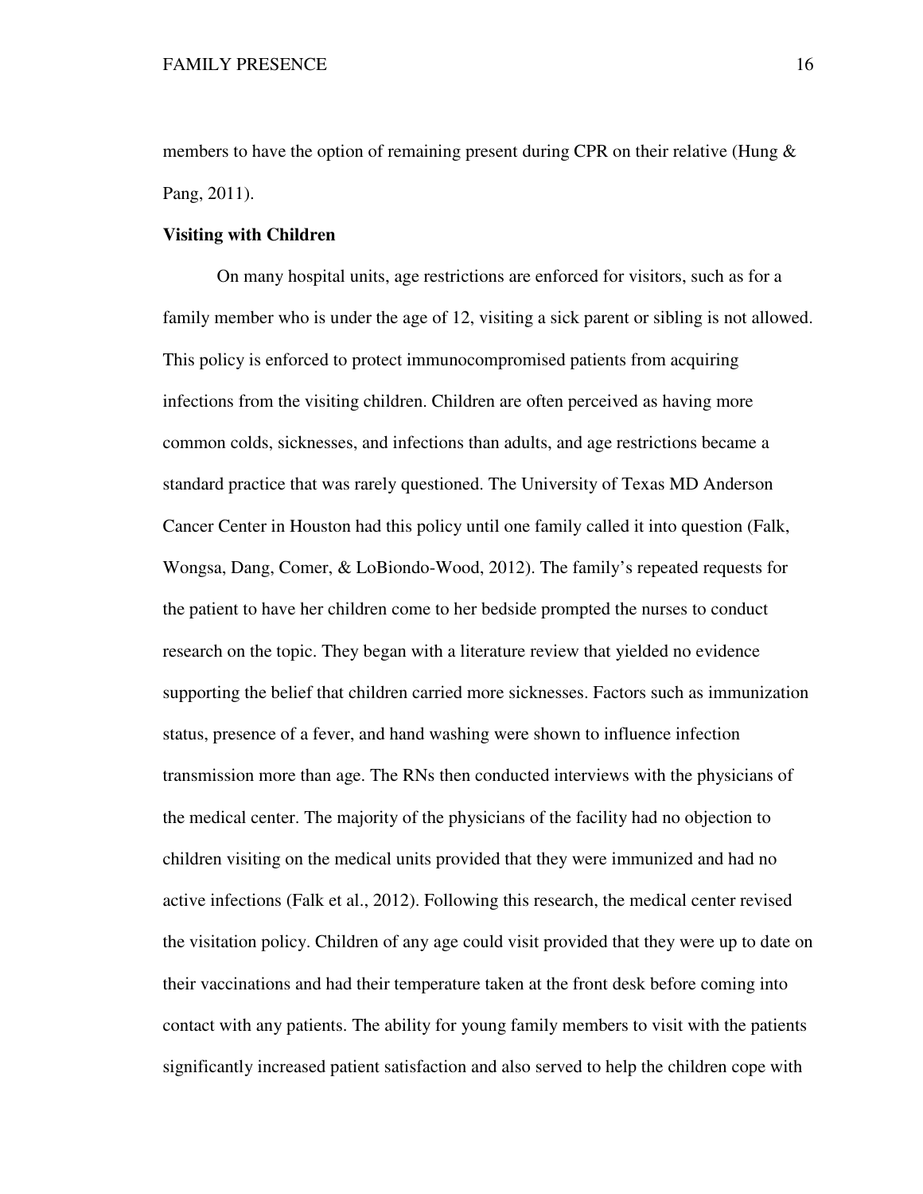members to have the option of remaining present during CPR on their relative (Hung & Pang, 2011).

### Visiting with Children

On many hospital units, age restrictions are enforced for visitors, such as for a family member who is under the age of 12, visiting a sick parent or sibling is not allowed. This policy is enforced to protect immunocompromised patients from acquiring infections from the visiting children. Children are often perceived as having more common colds, sicknesses, and infections than adults, and age restrictions became a standard practice that was rarely questioned. The University of Texas MD Anderson Cancer Center in Houston had this policy until one family called it into question (Falk, Wongsa, Dang, Comer, & LoBiondo-Wood, 2012). The family's repeated requests for the patient to have her children come to her bedside prompted the nurses to conduct research on the topic. They began with a literature review that yielded no evidence supporting the belief that children carried more sicknesses. Factors such as immunization status, presence of a fever, and hand washing were shown to influence infection transmission more than age. The RNs then conducted interviews with the physicians of the medical center. The majority of the physicians of the facility had no objection to children visiting on the medical units provided that they were immunized and had no active infections (Falk et al., 2012). Following this research, the medical center revised the visitation policy. Children of any age could visit provided that they were up to date on their vaccinations and had their temperature taken at the front desk before coming into contact with any patients. The ability for young family members to visit with the patients significantly increased patient satisfaction and also served to help the children cope with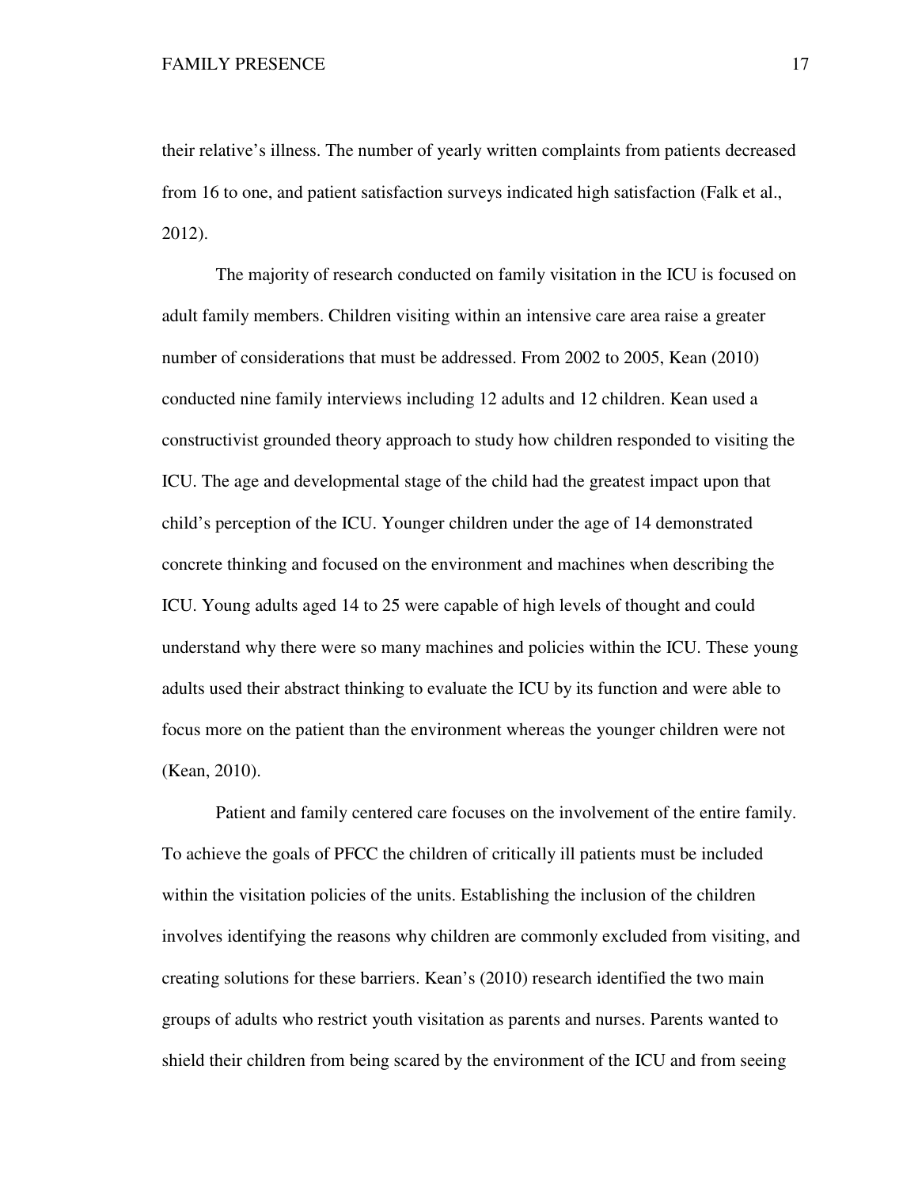their relative's illness. The number of yearly written complaints from patients decreased from 16 to one, and patient satisfaction surveys indicated high satisfaction (Falk et al., 2012).

The majority of research conducted on family visitation in the ICU is focused on adult family members. Children visiting within an intensive care area raise a greater number of considerations that must be addressed. From 2002 to 2005, Kean (2010) conducted nine family interviews including 12 adults and 12 children. Kean used a constructivist grounded theory approach to study how children responded to visiting the ICU. The age and developmental stage of the child had the greatest impact upon that child's perception of the ICU. Younger children under the age of 14 demonstrated concrete thinking and focused on the environment and machines when describing the ICU. Young adults aged 14 to 25 were capable of high levels of thought and could understand why there were so many machines and policies within the ICU. These young adults used their abstract thinking to evaluate the ICU by its function and were able to focus more on the patient than the environment whereas the younger children were not (Kean, 2010).

Patient and family centered care focuses on the involvement of the entire family. To achieve the goals of PFCC the children of critically ill patients must be included within the visitation policies of the units. Establishing the inclusion of the children involves identifying the reasons why children are commonly excluded from visiting, and creating solutions for these barriers. Kean's (2010) research identified the two main groups of adults who restrict youth visitation as parents and nurses. Parents wanted to shield their children from being scared by the environment of the ICU and from seeing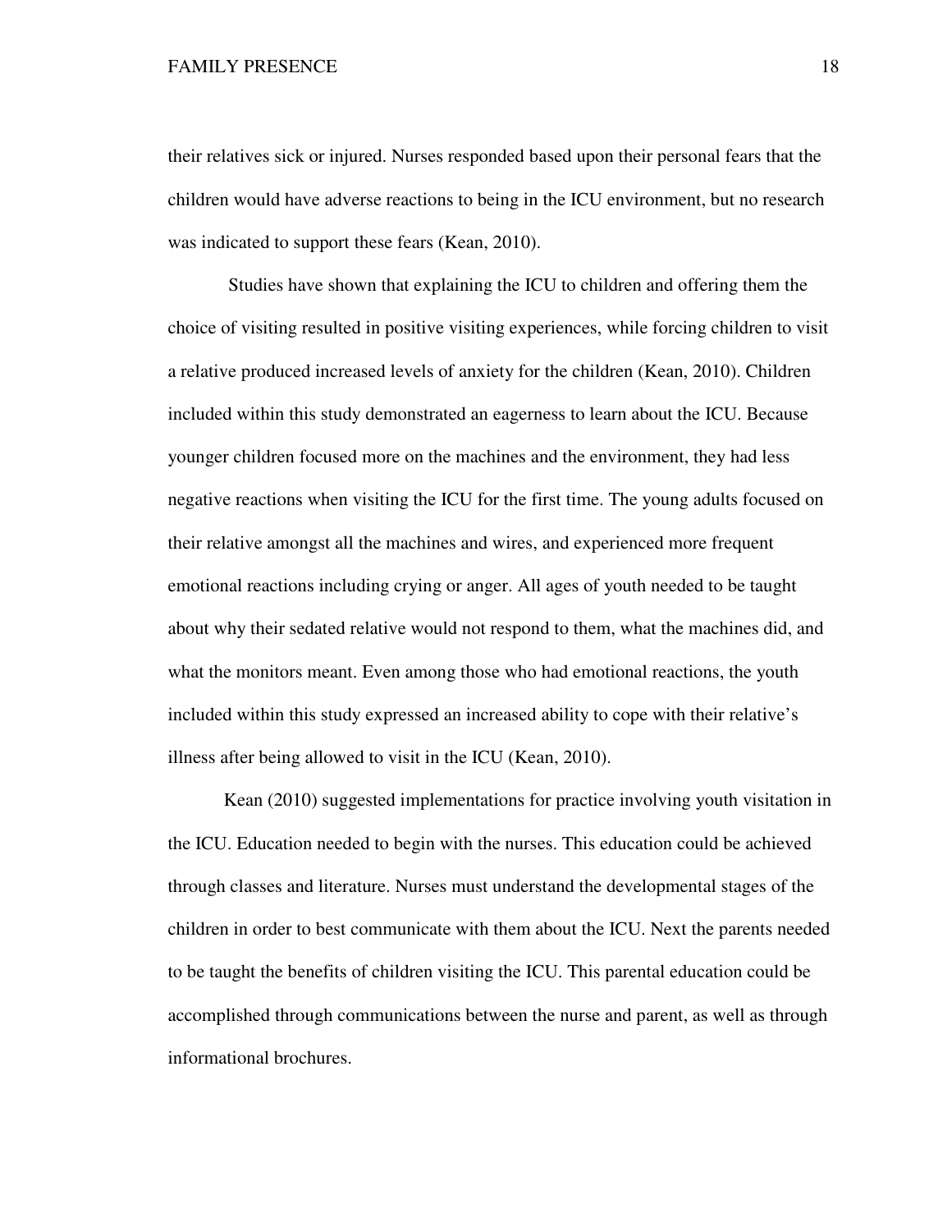their relatives sick or injured. Nurses responded based upon their personal fears that the children would have adverse reactions to being in the ICU environment, but no research was indicated to support these fears (Kean, 2010).

Studies have shown that explaining the ICU to children and offering them the choice of visiting resulted in positive visiting experiences, while forcing children to visit a relative produced increased levels of anxiety for the children (Kean, 2010). Children included within this study demonstrated an eagerness to learn about the ICU. Because younger children focused more on the machines and the environment, they had less negative reactions when visiting the ICU for the first time. The young adults focused on their relative amongst all the machines and wires, and experienced more frequent emotional reactions including crying or anger. All ages of youth needed to be taught about why their sedated relative would not respond to them, what the machines did, and what the monitors meant. Even among those who had emotional reactions, the youth included within this study expressed an increased ability to cope with their relative's illness after being allowed to visit in the ICU (Kean, 2010).

Kean (2010) suggested implementations for practice involving youth visitation in the ICU. Education needed to begin with the nurses. This education could be achieved through classes and literature. Nurses must understand the developmental stages of the children in order to best communicate with them about the ICU. Next the parents needed to be taught the benefits of children visiting the ICU. This parental education could be accomplished through communications between the nurse and parent, as well as through informational brochures.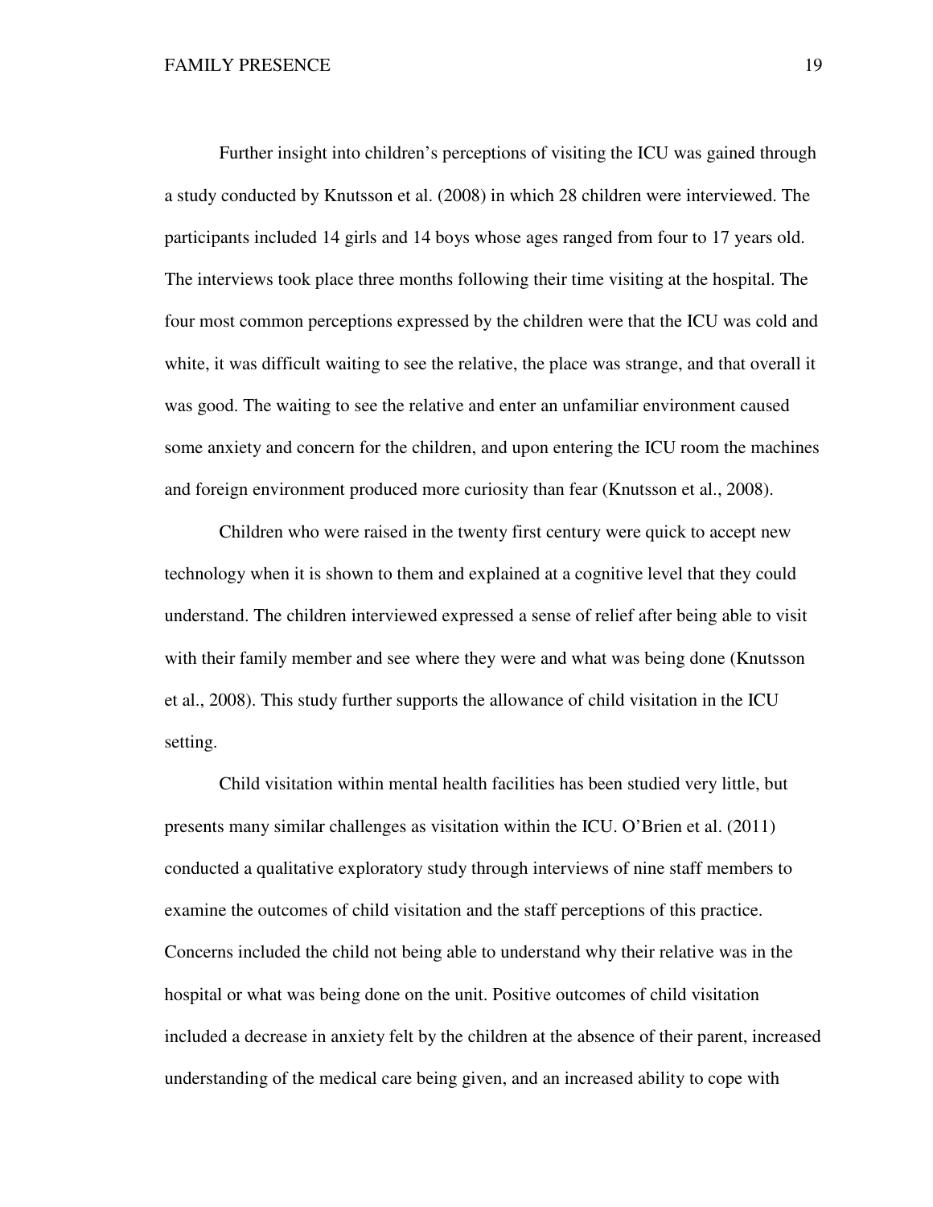Further insight into children's perceptions of visiting the ICU was gained through a study conducted by Knutsson et al. (2008) in which 28 children were interviewed. The participants included 14 girls and 14 boys whose ages ranged from four to 17 years old. The interviews took place three months following their time visiting at the hospital. The four most common perceptions expressed by the children were that the ICU was cold and white, it was difficult waiting to see the relative, the place was strange, and that overall it was good. The waiting to see the relative and enter an unfamiliar environment caused some anxiety and concern for the children, and upon entering the ICU room the machines and foreign environment produced more curiosity than fear (Knutsson et al., 2008).

Children who were raised in the twenty first century were quick to accept new technology when it is shown to them and explained at a cognitive level that they could understand. The children interviewed expressed a sense of relief after being able to visit with their family member and see where they were and what was being done (Knutsson et al., 2008). This study further supports the allowance of child visitation in the ICU setting.

Child visitation within mental health facilities has been studied very little, but presents many similar challenges as visitation within the ICU. O'Brien et al. (2011) conducted a qualitative exploratory study through interviews of nine staff members to examine the outcomes of child visitation and the staff perceptions of this practice. Concerns included the child not being able to understand why their relative was in the hospital or what was being done on the unit. Positive outcomes of child visitation included a decrease in anxiety felt by the children at the absence of their parent, increased understanding of the medical care being given, and an increased ability to cope with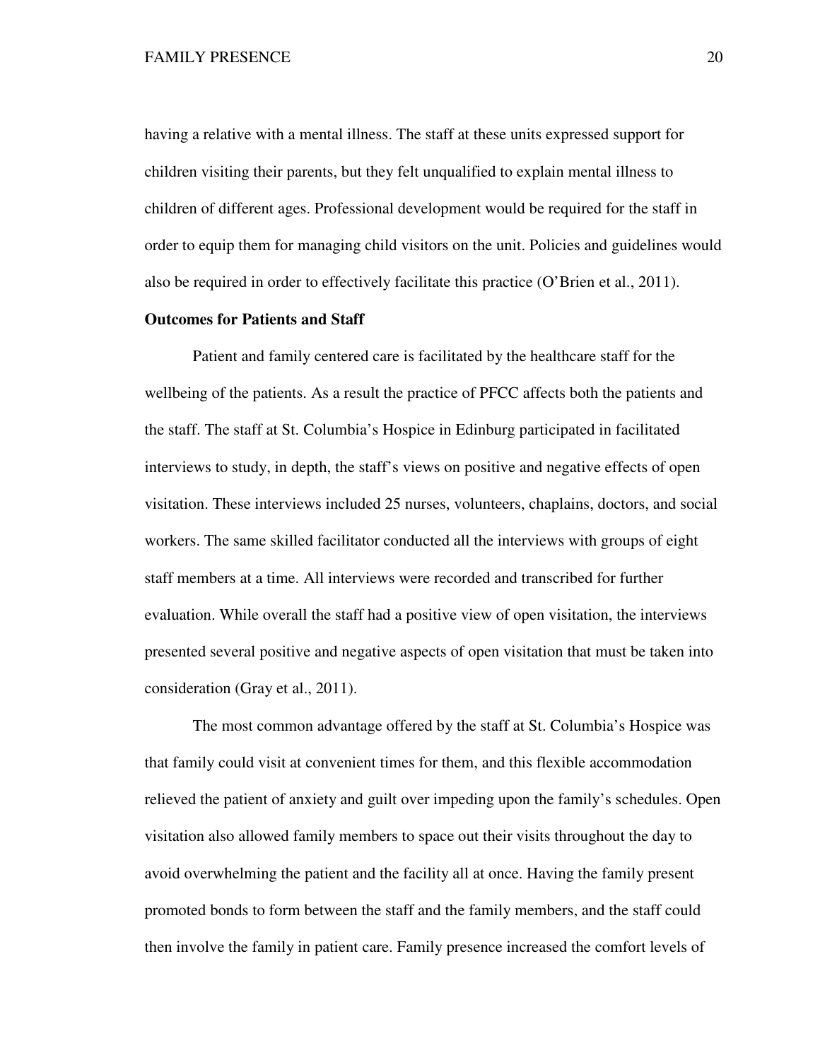having a relative with a mental illness. The staff at these units expressed support for children visiting their parents, but they felt unqualified to explain mental illness to children of different ages. Professional development would be required for the staff in order to equip them for managing child visitors on the unit. Policies and guidelines would also be required in order to effectively facilitate this practice (O'Brien et al., 2011).

**Outcomes for Patients and Staff**

Patient and family centered care is facilitated by the healthcare staff for the wellbeing of the patients. As a result the practice of PFCC affects both the patients and the staff. The staff at St. Columbia's Hospice in Edinburg participated in facilitated interviews to study, in depth, the staff's views on positive and negative effects of open visitation. These interviews included 25 nurses, volunteers, chaplains, doctors, and social workers. The same skilled facilitator conducted all the interviews with groups of eight staff members at a time. All interviews were recorded and transcribed for further evaluation. While overall the staff had a positive view of open visitation, the interviews presented several positive and negative aspects of open visitation that must be taken into consideration (Gray et al., 2011).

The most common advantage offered by the staff at St. Columbia's Hospice was that family could visit at convenient times for them, and this flexible accommodation relieved the patient of anxiety and guilt over impeding upon the family's schedules. Open visitation also allowed family members to space out their visits throughout the day to avoid overwhelming the patient and the facility all at once. Having the family present promoted bonds to form between the staff and the family members, and the staff could then involve the family in patient care. Family presence increased the comfort levels of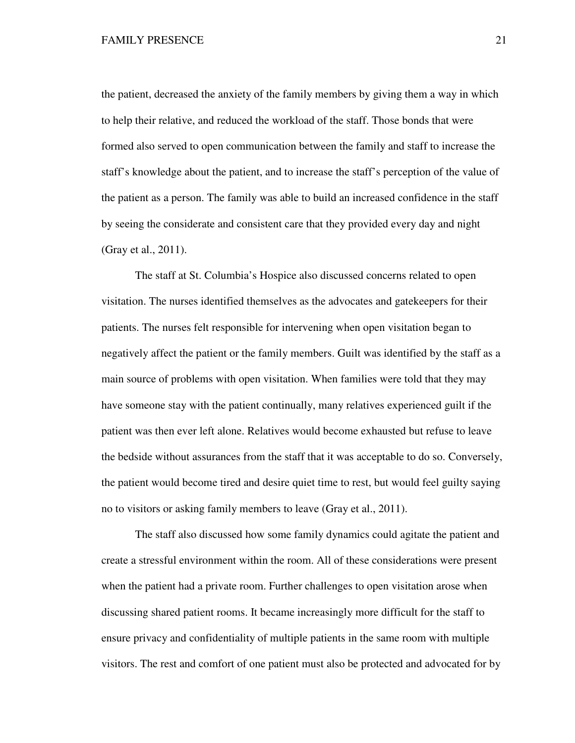the patient, decreased the anxiety of the family members by giving them a way in which to help their relative, and reduced the workload of the staff. Those bonds that were formed also served to open communication between the family and staff to increase the staff's knowledge about the patient, and to increase the staff's perception of the value of the patient as a person. The family was able to build an increased confidence in the staff by seeing the considerate and consistent care that they provided every day and night (Gray et al., 2011).

The staff at St. Columbia's Hospice also discussed concerns related to open visitation. The nurses identified themselves as the advocates and gatekeepers for their patients. The nurses felt responsible for intervening when open visitation began to negatively affect the patient or the family members. Guilt was identified by the staff as a main source of problems with open visitation. When families were told that they may have someone stay with the patient continually, many relatives experienced guilt if the patient was then ever left alone. Relatives would become exhausted but refuse to leave the bedside without assurances from the staff that it was acceptable to do so. Conversely, the patient would become tired and desire quiet time to rest, but would feel guilty saying no to visitors or asking family members to leave (Gray et al., 2011).

The staff also discussed how some family dynamics could agitate the patient and create a stressful environment within the room. All of these considerations were present when the patient had a private room. Further challenges to open visitation arose when discussing shared patient rooms. It became increasingly more difficult for the staff to ensure privacy and confidentiality of multiple patients in the same room with multiple visitors. The rest and comfort of one patient must also be protected and advocated for by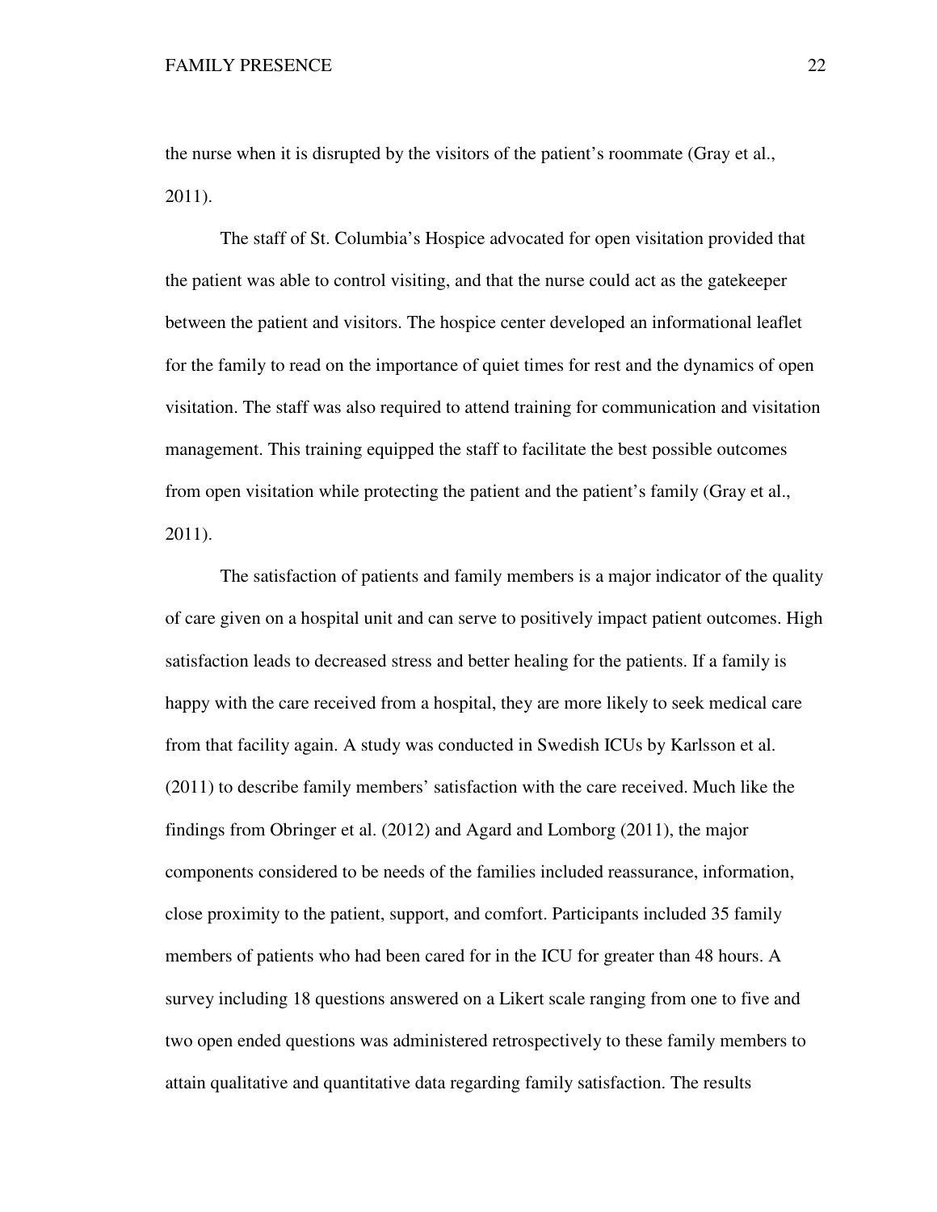the nurse when it is disrupted by the visitors of the patient's roommate (Gray et al., 2011).

The staff of St. Columbia's Hospice advocated for open visitation provided that the patient was able to control visiting, and that the nurse could act as the gatekeeper between the patient and visitors. The hospice center developed an informational leaflet for the family to read on the importance of quiet times for rest and the dynamics of open visitation. The staff was also required to attend training for communication and visitation management. This training equipped the staff to facilitate the best possible outcomes from open visitation while protecting the patient and the patient's family (Gray et al., 2011).

The satisfaction of patients and family members is a major indicator of the quality of care given on a hospital unit and can serve to positively impact patient outcomes. High satisfaction leads to decreased stress and better healing for the patients. If a family is happy with the care received from a hospital, they are more likely to seek medical care from that facility again. A study was conducted in Swedish ICUs by Karlsson et al. (2011) to describe family members' satisfaction with the care received. Much like the findings from Obringer et al. (2012) and Agard and Lomborg (2011), the major components considered to be needs of the families included reassurance, information, close proximity to the patient, support, and comfort. Participants included 35 family members of patients who had been cared for in the ICU for greater than 48 hours. A survey including 18 questions answered on a Likert scale ranging from one to five and two open ended questions was administered retrospectively to these family members to attain qualitative and quantitative data regarding family satisfaction. The results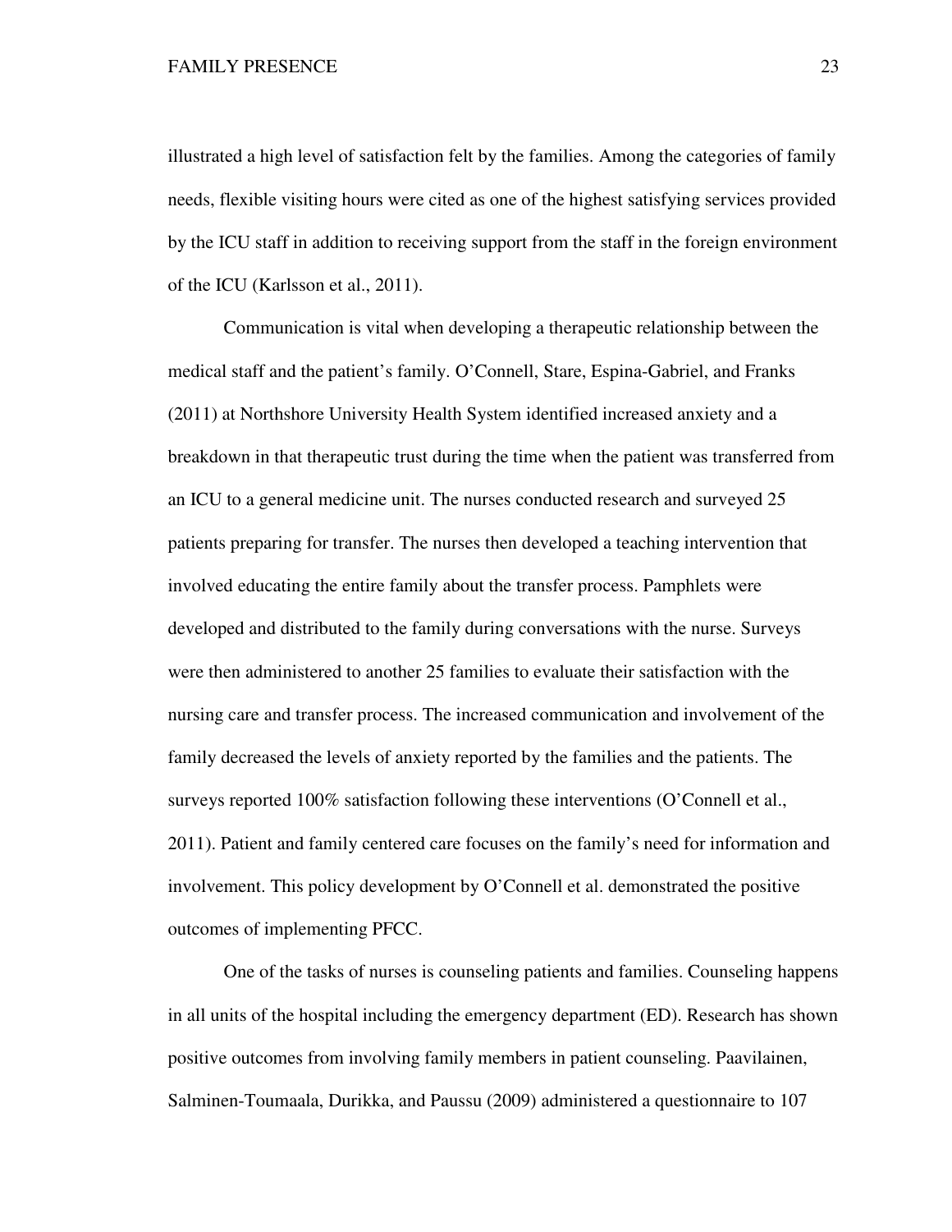illustrated a high level of satisfaction felt by the families. Among the categories of family needs, flexible visiting hours were cited as one of the highest satisfying services provided by the ICU staff in addition to receiving support from the staff in the foreign environment of the ICU (Karlsson et al., 2011).

Communication is vital when developing a therapeutic relationship between the medical staff and the patient's family. O'Connell, Stare, Espina-Gabriel, and Franks (2011) at Northshore University Health System identified increased anxiety and a breakdown in that therapeutic trust during the time when the patient was transferred from an ICU to a general medicine unit. The nurses conducted research and surveyed 25 patients preparing for transfer. The nurses then developed a teaching intervention that involved educating the entire family about the transfer process. Pamphlets were developed and distributed to the family during conversations with the nurse. Surveys were then administered to another 25 families to evaluate their satisfaction with the nursing care and transfer process. The increased communication and involvement of the family decreased the levels of anxiety reported by the families and the patients. The surveys reported 100% satisfaction following these interventions (O'Connell et al., 2011). Patient and family centered care focuses on the family's need for information and involvement. This policy development by O'Connell et al. demonstrated the positive outcomes of implementing PFCC.

One of the tasks of nurses is counseling patients and families. Counseling happens in all units of the hospital including the emergency department (ED). Research has shown positive outcomes from involving family members in patient counseling. Paavilainen, Salminen-Toumaala, Durikka, and Paussu (2009) administered a questionnaire to 107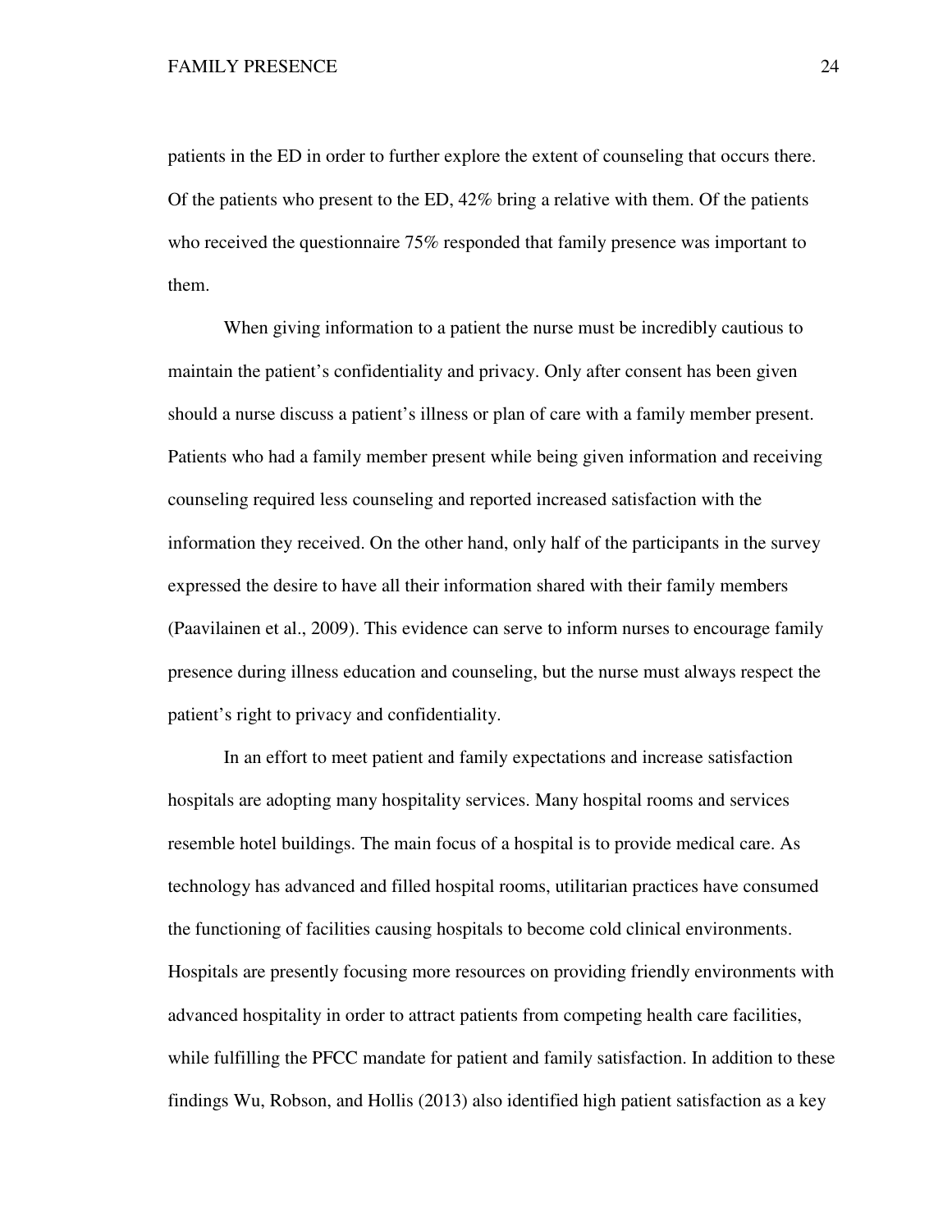patients in the ED in order to further explore the extent of counseling that occurs there. Of the patients who present to the ED, 42% bring a relative with them. Of the patients who received the questionnaire 75% responded that family presence was important to them.

When giving information to a patient the nurse must be incredibly cautious to maintain the patient's confidentiality and privacy. Only after consent has been given should a nurse discuss a patient's illness or plan of care with a family member present. Patients who had a family member present while being given information and receiving counseling required less counseling and reported increased satisfaction with the information they received. On the other hand, only half of the participants in the survey expressed the desire to have all their information shared with their family members (Paavilainen et al., 2009). This evidence can serve to inform nurses to encourage family presence during illness education and counseling, but the nurse must always respect the patient's right to privacy and confidentiality.

In an effort to meet patient and family expectations and increase satisfaction hospitals are adopting many hospitality services. Many hospital rooms and services resemble hotel buildings. The main focus of a hospital is to provide medical care. As technology has advanced and filled hospital rooms, utilitarian practices have consumed the functioning of facilities causing hospitals to become cold clinical environments. Hospitals are presently focusing more resources on providing friendly environments with advanced hospitality in order to attract patients from competing health care facilities, while fulfilling the PFCC mandate for patient and family satisfaction. In addition to these findings Wu, Robson, and Hollis (2013) also identified high patient satisfaction as a key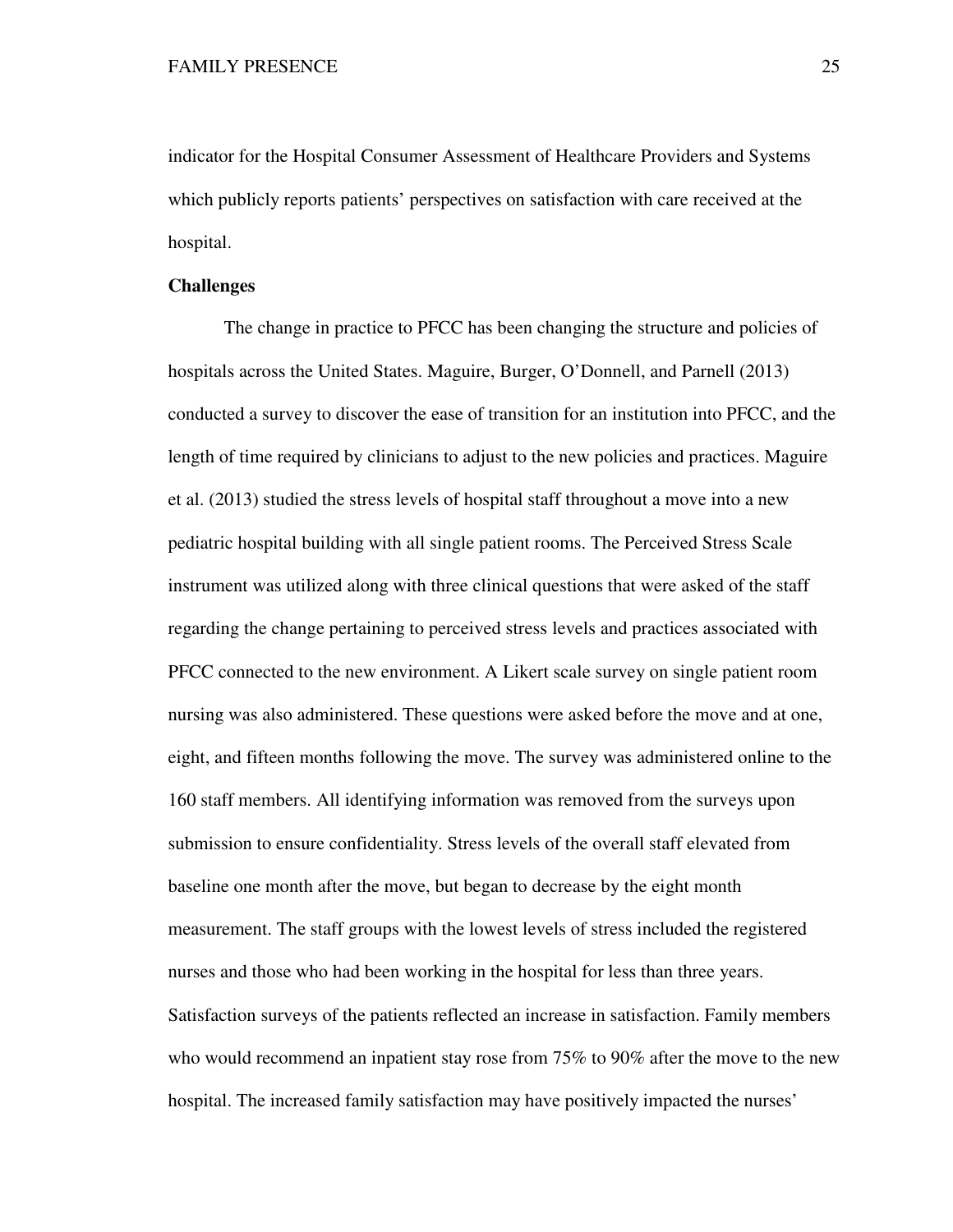indicator for the Hospital Consumer Assessment of Healthcare Providers and Systems which publicly reports patients' perspectives on satisfaction with care received at the hospital.

**Challenges**

The change in practice to PFCC has been changing the structure and policies of hospitals across the United States. Maguire, Burger, O'Donnell, and Parnell (2013) conducted a survey to discover the ease of transition for an institution into PFCC, and the length of time required by clinicians to adjust to the new policies and practices. Maguire et al. (2013) studied the stress levels of hospital staff throughout a move into a new pediatric hospital building with all single patient rooms. The Perceived Stress Scale instrument was utilized along with three clinical questions that were asked of the staff regarding the change pertaining to perceived stress levels and practices associated with PFCC connected to the new environment. A Likert scale survey on single patient room nursing was also administered. These questions were asked before the move and at one, eight, and fifteen months following the move. The survey was administered online to the 160 staff members. All identifying information was removed from the surveys upon submission to ensure confidentiality. Stress levels of the overall staff elevated from baseline one month after the move, but began to decrease by the eight month measurement. The staff groups with the lowest levels of stress included the registered nurses and those who had been working in the hospital for less than three years. Satisfaction surveys of the patients reflected an increase in satisfaction. Family members who would recommend an inpatient stay rose from 75% to 90% after the move to the new hospital. The increased family satisfaction may have positively impacted the nurses'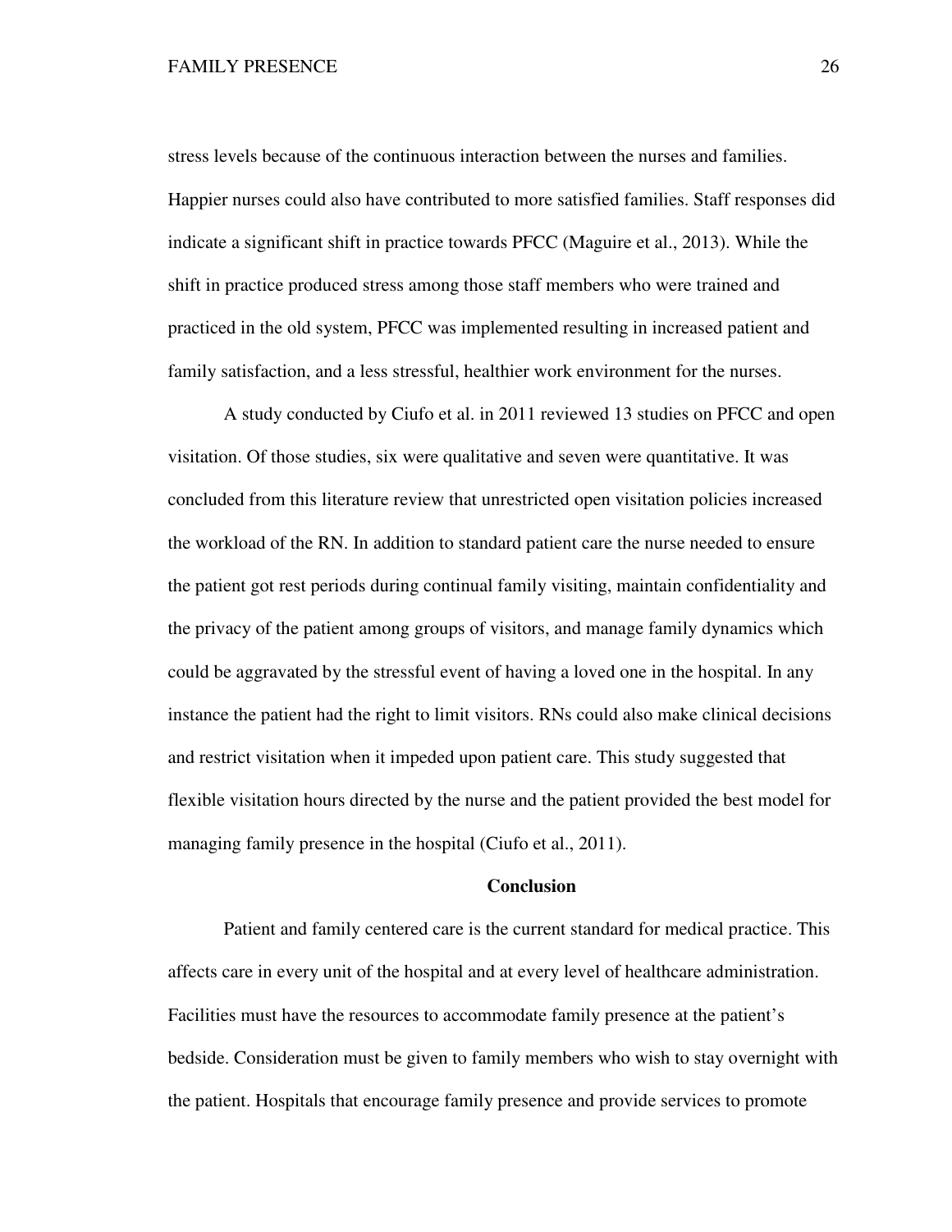stress levels because of the continuous interaction between the nurses and families. Happier nurses could also have contributed to more satisfied families. Staff responses did indicate a significant shift in practice towards PFCC (Maguire et al., 2013). While the shift in practice produced stress among those staff members who were trained and practiced in the old system, PFCC was implemented resulting in increased patient and family satisfaction, and a less stressful, healthier work environment for the nurses.

A study conducted by Ciufo et al. in 2011 reviewed 13 studies on PFCC and open visitation. Of those studies, six were qualitative and seven were quantitative. It was concluded from this literature review that unrestricted open visitation policies increased the workload of the RN. In addition to standard patient care the nurse needed to ensure the patient got rest periods during continual family visiting, maintain confidentiality and the privacy of the patient among groups of visitors, and manage family dynamics which could be aggravated by the stressful event of having a loved one in the hospital. In any instance the patient had the right to limit visitors. RNs could also make clinical decisions and restrict visitation when it impeded upon patient care. This study suggested that flexible visitation hours directed by the nurse and the patient provided the best model for managing family presence in the hospital (Ciufo et al., 2011).

## Conclusion

Patient and family centered care is the current standard for medical practice. This affects care in every unit of the hospital and at every level of healthcare administration. Facilities must have the resources to accommodate family presence at the patient's bedside. Consideration must be given to family members who wish to stay overnight with the patient. Hospitals that encourage family presence and provide services to promote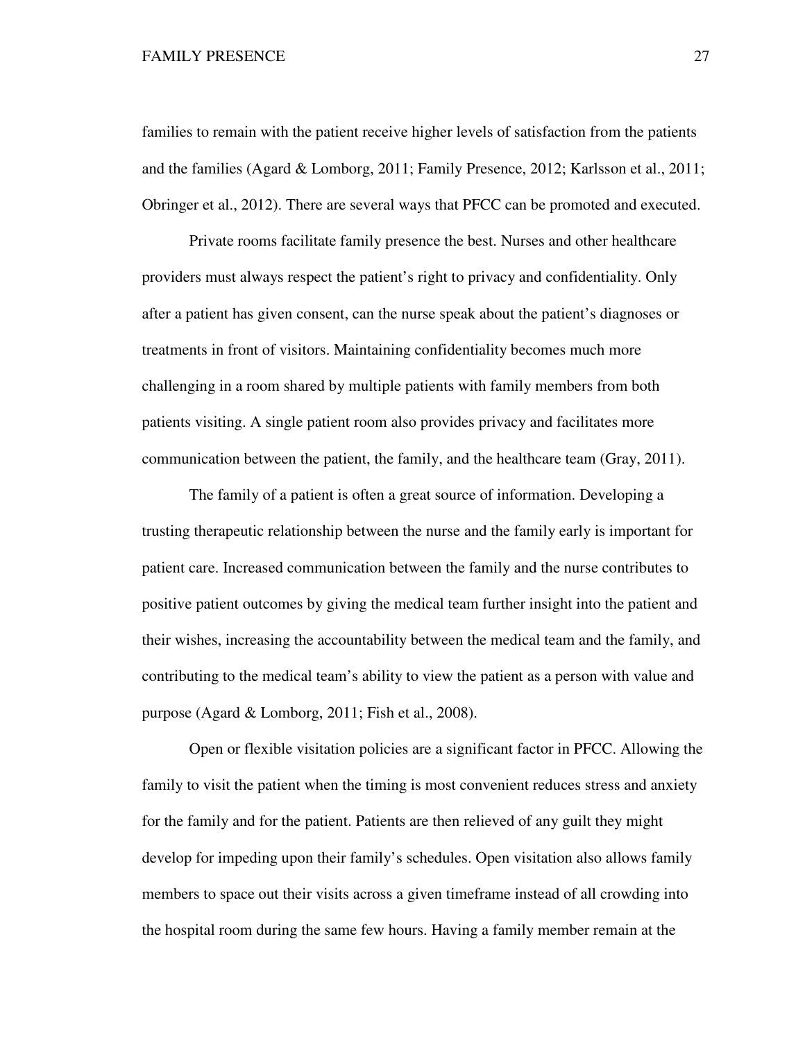families to remain with the patient receive higher levels of satisfaction from the patients and the families (Agard & Lomborg, 2011; Family Presence, 2012; Karlsson et al., 2011; Obringer et al., 2012). There are several ways that PFCC can be promoted and executed.

Private rooms facilitate family presence the best. Nurses and other healthcare providers must always respect the patient's right to privacy and confidentiality. Only after a patient has given consent, can the nurse speak about the patient's diagnoses or treatments in front of visitors. Maintaining confidentiality becomes much more challenging in a room shared by multiple patients with family members from both patients visiting. A single patient room also provides privacy and facilitates more communication between the patient, the family, and the healthcare team (Gray, 2011).

The family of a patient is often a great source of information. Developing a trusting therapeutic relationship between the nurse and the family early is important for patient care. Increased communication between the family and the nurse contributes to positive patient outcomes by giving the medical team further insight into the patient and their wishes, increasing the accountability between the medical team and the family, and contributing to the medical team's ability to view the patient as a person with value and purpose (Agard & Lomborg, 2011; Fish et al., 2008).

Open or flexible visitation policies are a significant factor in PFCC. Allowing the family to visit the patient when the timing is most convenient reduces stress and anxiety for the family and for the patient. Patients are then relieved of any guilt they might develop for impeding upon their family's schedules. Open visitation also allows family members to space out their visits across a given timeframe instead of all crowding into the hospital room during the same few hours. Having a family member remain at the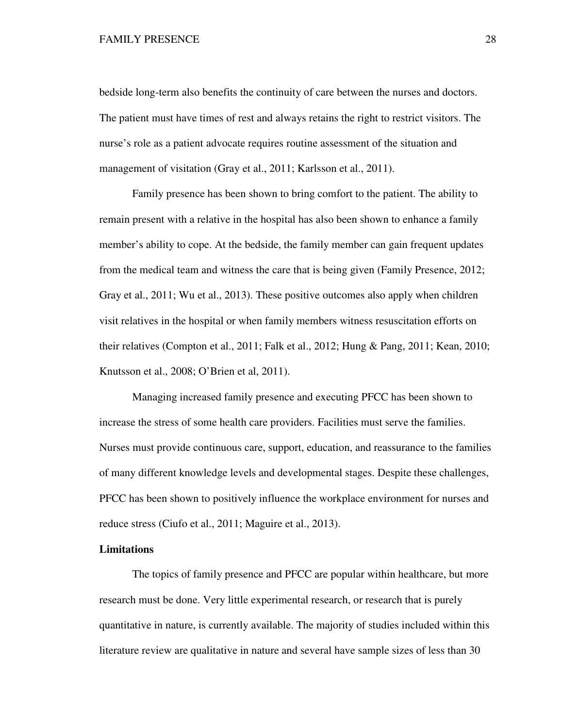bedside long-term also benefits the continuity of care between the nurses and doctors. The patient must have times of rest and always retains the right to restrict visitors. The nurse's role as a patient advocate requires routine assessment of the situation and management of visitation (Gray et al., 2011; Karlsson et al., 2011).

Family presence has been shown to bring comfort to the patient. The ability to remain present with a relative in the hospital has also been shown to enhance a family member's ability to cope. At the bedside, the family member can gain frequent updates from the medical team and witness the care that is being given (Family Presence, 2012; Gray et al., 2011; Wu et al., 2013). These positive outcomes also apply when children visit relatives in the hospital or when family members witness resuscitation efforts on their relatives (Compton et al., 2011; Falk et al., 2012; Hung & Pang, 2011; Kean, 2010; Knutsson et al., 2008; O'Brien et al, 2011).

Managing increased family presence and executing PFCC has been shown to increase the stress of some health care providers. Facilities must serve the families. Nurses must provide continuous care, support, education, and reassurance to the families of many different knowledge levels and developmental stages. Despite these challenges, PFCC has been shown to positively influence the workplace environment for nurses and reduce stress (Ciufo et al., 2011; Maguire et al., 2013).

## Limitations

The topics of family presence and PFCC are popular within healthcare, but more research must be done. Very little experimental research, or research that is purely quantitative in nature, is currently available. The majority of studies included within this literature review are qualitative in nature and several have sample sizes of less than 30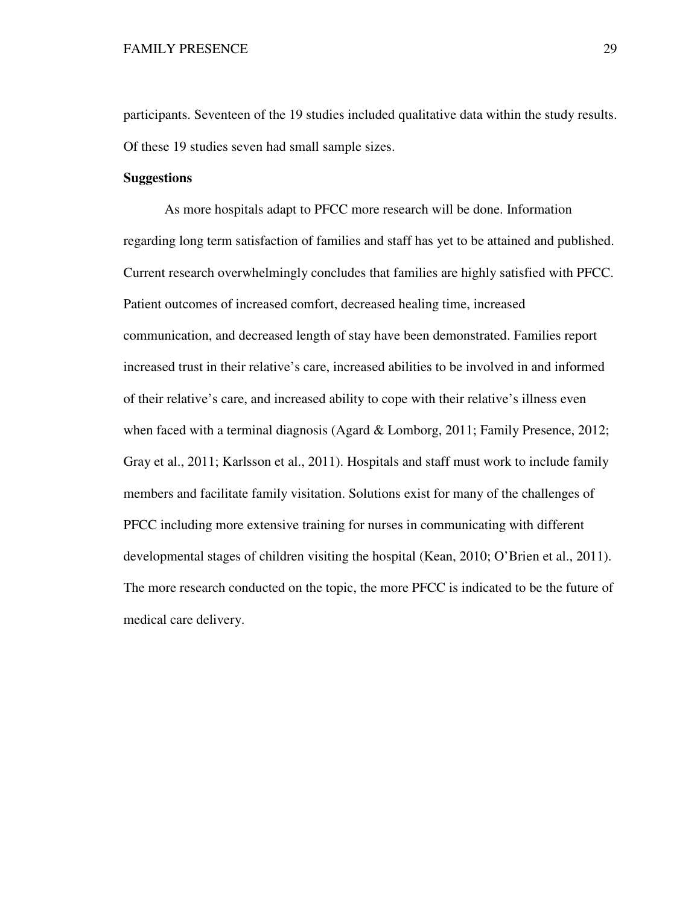participants. Seventeen of the 19 studies included qualitative data within the study results. Of these 19 studies seven had small sample sizes.

**Suggestions**

As more hospitals adapt to PFCC more research will be done. Information regarding long term satisfaction of families and staff has yet to be attained and published. Current research overwhelmingly concludes that families are highly satisfied with PFCC. Patient outcomes of increased comfort, decreased healing time, increased communication, and decreased length of stay have been demonstrated. Families report increased trust in their relative's care, increased abilities to be involved in and informed of their relative's care, and increased ability to cope with their relative's illness even when faced with a terminal diagnosis (Agard & Lomborg, 2011; Family Presence, 2012; Gray et al., 2011; Karlsson et al., 2011). Hospitals and staff must work to include family members and facilitate family visitation. Solutions exist for many of the challenges of PFCC including more extensive training for nurses in communicating with different developmental stages of children visiting the hospital (Kean, 2010; O'Brien et al., 2011). The more research conducted on the topic, the more PFCC is indicated to be the future of medical care delivery.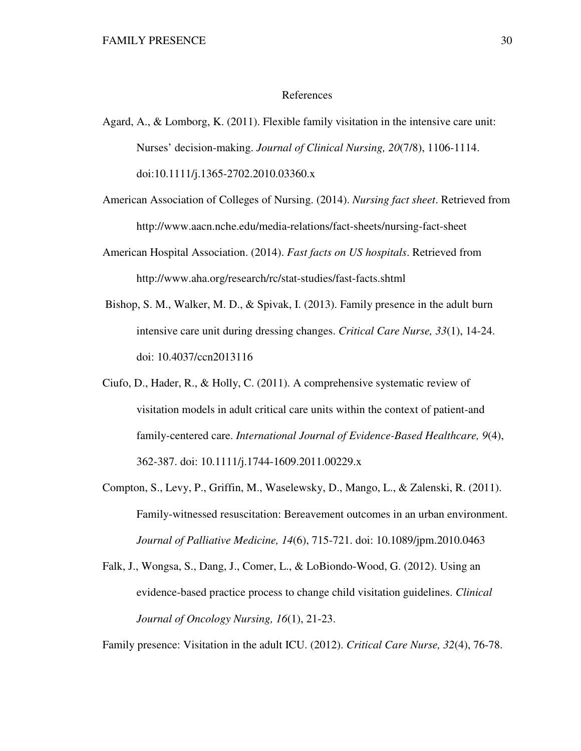# References

Agard, A., & Lomborg, K. (2011). Flexible family visitation in the intensive care unit: Nurses' decision-making. *Journal of Clinical Nursing, 20*(7/8), 1106-1114. doi:10.1111/j.1365-2702.2010.03360.x

American Association of Colleges of Nursing. (2014). *Nursing fact sheet*. Retrieved from http://www.aacn.nche.edu/media-relations/fact-sheets/nursing-fact-sheet

American Hospital Association. (2014). *Fast facts on US hospitals*. Retrieved from http://www.aha.org/research/rc/stat-studies/fast-facts.shtml

Bishop, S. M., Walker, M. D., & Spivak, I. (2013). Family presence in the adult burn intensive care unit during dressing changes. *Critical Care Nurse, 33*(1), 14-24. doi: 10.4037/ccn2013116

Ciufo, D., Hader, R., & Holly, C. (2011). A comprehensive systematic review of visitation models in adult critical care units within the context of patient-and family-centered care. *International Journal of Evidence-Based Healthcare, 9*(4), 362-387. doi: 10.1111/j.1744-1609.2011.00229.x

Compton, S., Levy, P., Griffin, M., Waselewsky, D., Mango, L., & Zalenski, R. (2011). Family-witnessed resuscitation: Bereavement outcomes in an urban environment. *Journal of Palliative Medicine, 14*(6), 715-721. doi: 10.1089/jpm.2010.0463

Falk, J., Wongsa, S., Dang, J., Comer, L., & LoBiondo-Wood, G. (2012). Using an evidence-based practice process to change child visitation guidelines. *Clinical Journal of Oncology Nursing, 16*(1), 21-23.

Family presence: Visitation in the adult ICU. (2012). *Critical Care Nurse, 32*(4), 76-78.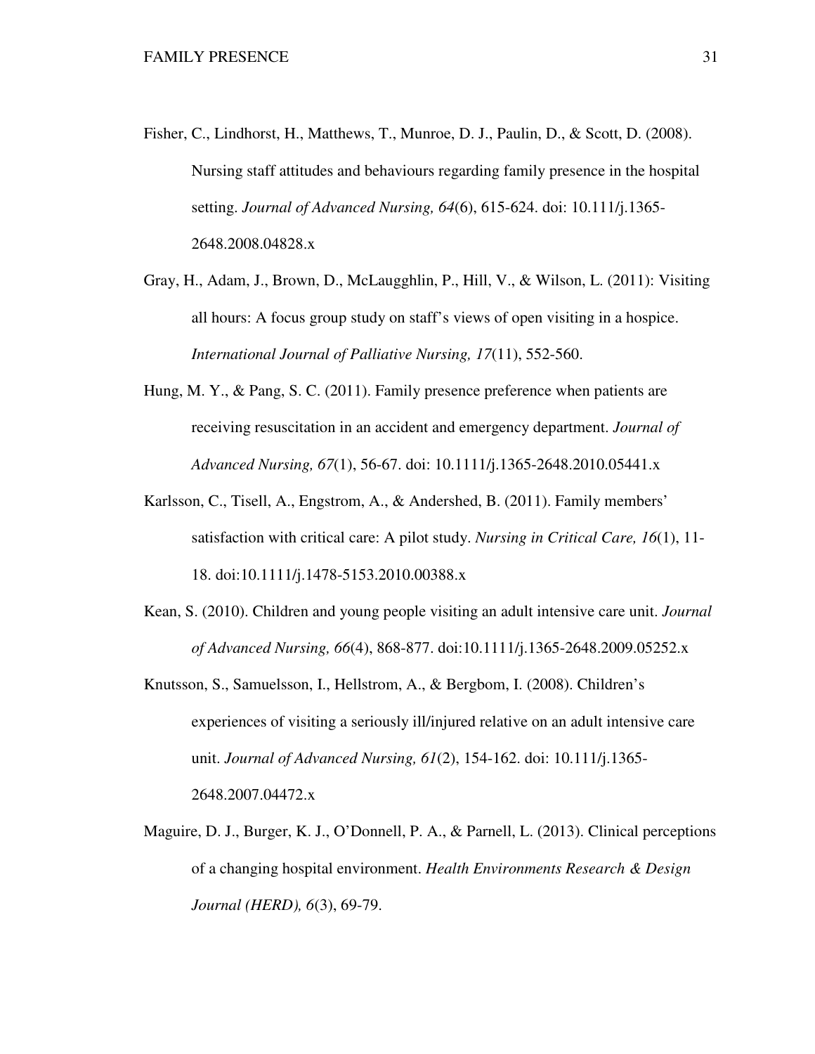Fisher, C., Lindhorst, H., Matthews, T., Munroe, D. J., Paulin, D., & Scott, D. (2008). Nursing staff attitudes and behaviours regarding family presence in the hospital setting. *Journal of Advanced Nursing, 64*(6), 615-624. doi: 10.111/j.1365-2648.2008.04828.x

Gray, H., Adam, J., Brown, D., McLaugghlin, P., Hill, V., & Wilson, L. (2011): Visiting all hours: A focus group study on staff's views of open visiting in a hospice. *International Journal of Palliative Nursing, 17*(11), 552-560.

Hung, M. Y., & Pang, S. C. (2011). Family presence preference when patients are receiving resuscitation in an accident and emergency department. *Journal of Advanced Nursing, 67*(1), 56-67. doi: 10.1111/j.1365-2648.2010.05441.x

Karlsson, C., Tisell, A., Engstrom, A., & Andershed, B. (2011). Family members' satisfaction with critical care: A pilot study. *Nursing in Critical Care, 16*(1), 11-18. doi:10.1111/j.1478-5153.2010.00388.x

Kean, S. (2010). Children and young people visiting an adult intensive care unit. *Journal of Advanced Nursing, 66*(4), 868-877. doi:10.1111/j.1365-2648.2009.05252.x

Knutsson, S., Samuelsson, I., Hellstrom, A., & Bergbom, I. (2008). Children's experiences of visiting a seriously ill/injured relative on an adult intensive care unit. *Journal of Advanced Nursing, 61*(2), 154-162. doi: 10.111/j.1365-2648.2007.04472.x

Maguire, D. J., Burger, K. J., O'Donnell, P. A., & Parnell, L. (2013). Clinical perceptions of a changing hospital environment. *Health Environments Research & Design Journal (HERD), 6*(3), 69-79.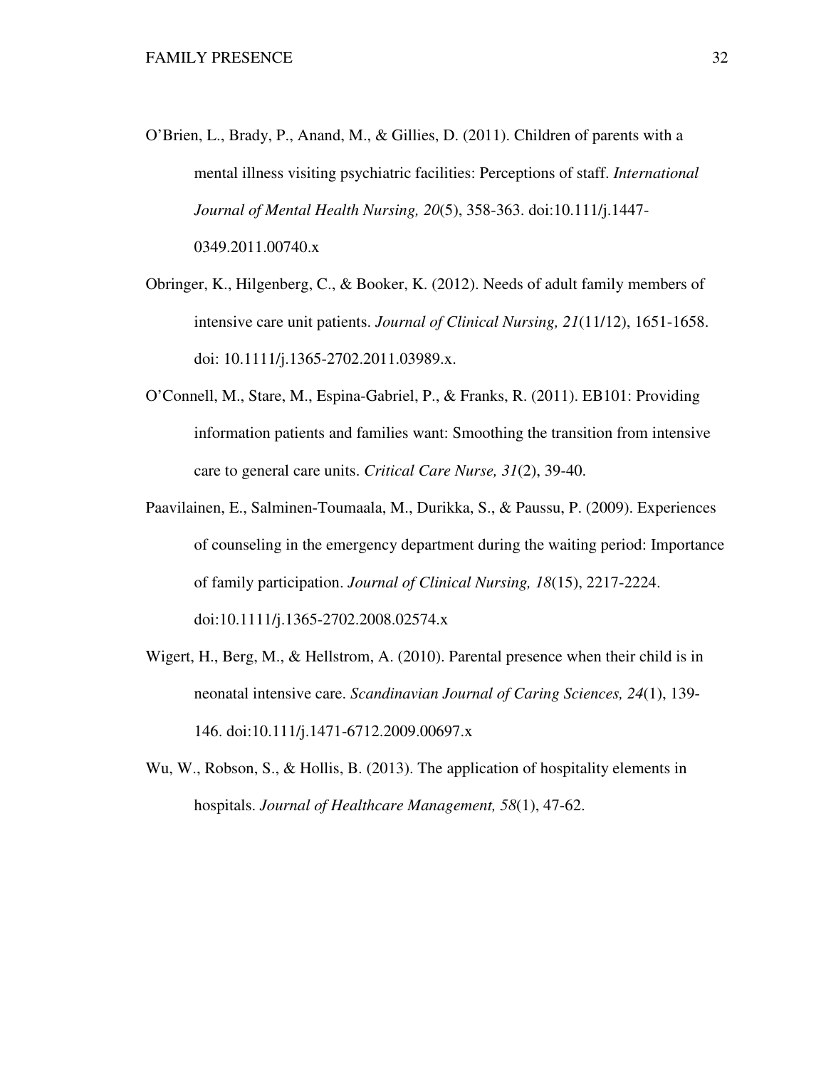O'Brien, L., Brady, P., Anand, M., & Gillies, D. (2011). Children of parents with a mental illness visiting psychiatric facilities: Perceptions of staff. *International Journal of Mental Health Nursing, 20*(5), 358-363. doi:10.111/j.1447-0349.2011.00740.x

Obringer, K., Hilgenberg, C., & Booker, K. (2012). Needs of adult family members of intensive care unit patients. *Journal of Clinical Nursing, 21*(11/12), 1651-1658. doi: 10.1111/j.1365-2702.2011.03989.x.

O'Connell, M., Stare, M., Espina-Gabriel, P., & Franks, R. (2011). EB101: Providing information patients and families want: Smoothing the transition from intensive care to general care units. *Critical Care Nurse, 31*(2), 39-40.

Paavilainen, E., Salminen-Toumaala, M., Durikka, S., & Paussu, P. (2009). Experiences of counseling in the emergency department during the waiting period: Importance of family participation. *Journal of Clinical Nursing, 18*(15), 2217-2224. doi:10.1111/j.1365-2702.2008.02574.x

Wigert, H., Berg, M., & Hellstrom, A. (2010). Parental presence when their child is in neonatal intensive care. *Scandinavian Journal of Caring Sciences, 24*(1), 139-146. doi:10.111/j.1471-6712.2009.00697.x

Wu, W., Robson, S., & Hollis, B. (2013). The application of hospitality elements in hospitals. *Journal of Healthcare Management, 58*(1), 47-62.